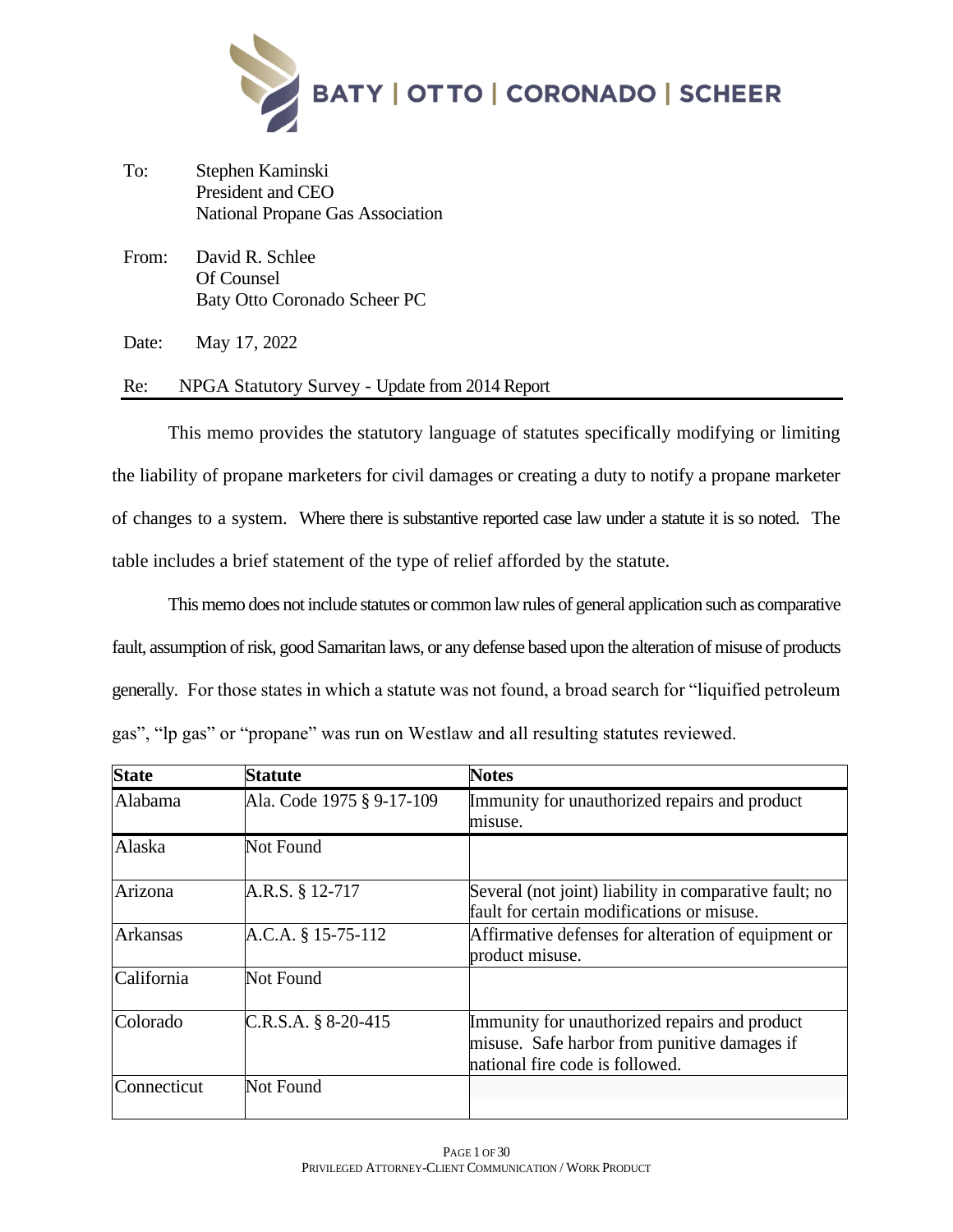BATY | OTTO | CORONADO | SCHEER

To: Stephen Kaminski
President and CEO
National Propane Gas Association

From: David R. Schlee
Of Counsel
Baty Otto Coronado Scheer PC

Date: May 17, 2022

Re: NPGA Statutory Survey - Update from 2014 Report

This memo provides the statutory language of statutes specifically modifying or limiting the liability of propane marketers for civil damages or creating a duty to notify a propane marketer of changes to a system. Where there is substantive reported case law under a statute it is so noted. The table includes a brief statement of the type of relief afforded by the statute.

This memo does not include statutes or common law rules of general application such as comparative fault, assumption of risk, good Samaritan laws, or any defense based upon the alteration of misuse of products generally. For those states in which a statute was not found, a broad search for "liquified petroleum gas", "lp gas" or "propane" was run on Westlaw and all resulting statutes reviewed.

| State | Statute | Notes |
|---|---|---|
| Alabama | Ala. Code 1975 § 9-17-109 | Immunity for unauthorized repairs and product misuse. |
| Alaska | Not Found | |
| Arizona | A.R.S. § 12-717 | Several (not joint) liability in comparative fault; no fault for certain modifications or misuse. |
| Arkansas | A.C.A. § 15-75-112 | Affirmative defenses for alteration of equipment or product misuse. |
| California | Not Found | |
| Colorado | C.R.S.A. § 8-20-415 | Immunity for unauthorized repairs and product misuse. Safe harbor from punitive damages if national fire code is followed. |
| Connecticut | Not Found | |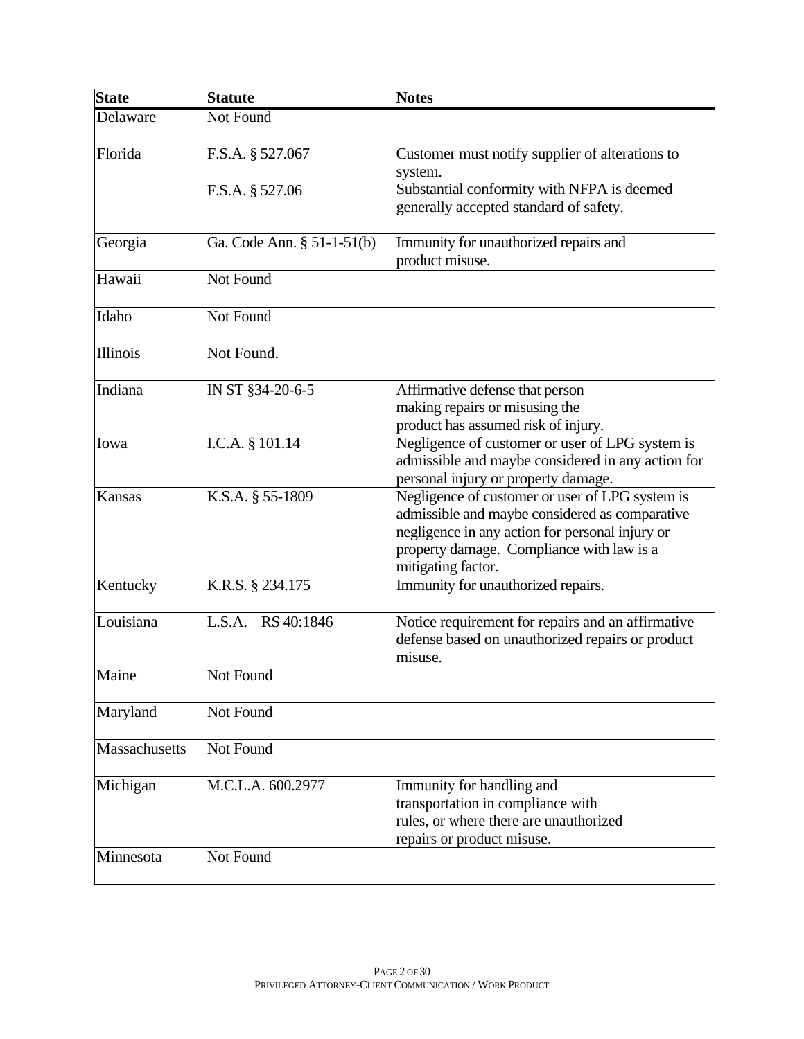| State | Statute | Notes |
|---|---|---|
| Delaware | Not Found | |
| Florida | F.S.A. § 527.067<br><br>F.S.A. § 527.06 | Customer must notify supplier of alterations to system.<br>Substantial conformity with NFPA is deemed generally accepted standard of safety. |
| Georgia | Ga. Code Ann. § 51-1-51(b) | Immunity for unauthorized repairs and product misuse. |
| Hawaii | Not Found | |
| Idaho | Not Found | |
| Illinois | Not Found. | |
| Indiana | IN ST §34-20-6-5 | Affirmative defense that person making repairs or misusing the product has assumed risk of injury. |
| Iowa | I.C.A. § 101.14 | Negligence of customer or user of LPG system is admissible and maybe considered in any action for personal injury or property damage. |
| Kansas | K.S.A. § 55-1809 | Negligence of customer or user of LPG system is admissible and maybe considered as comparative negligence in any action for personal injury or property damage. Compliance with law is a mitigating factor. |
| Kentucky | K.R.S. § 234.175 | Immunity for unauthorized repairs. |
| Louisiana | L.S.A. – RS 40:1846 | Notice requirement for repairs and an affirmative defense based on unauthorized repairs or product misuse. |
| Maine | Not Found | |
| Maryland | Not Found | |
| Massachusetts | Not Found | |
| Michigan | M.C.L.A. 600.2977 | Immunity for handling and transportation in compliance with rules, or where there are unauthorized repairs or product misuse. |
| Minnesota | Not Found | |

PRIVILEGED ATTORNEY-CLIENT COMMUNICATION / WORK PRODUCT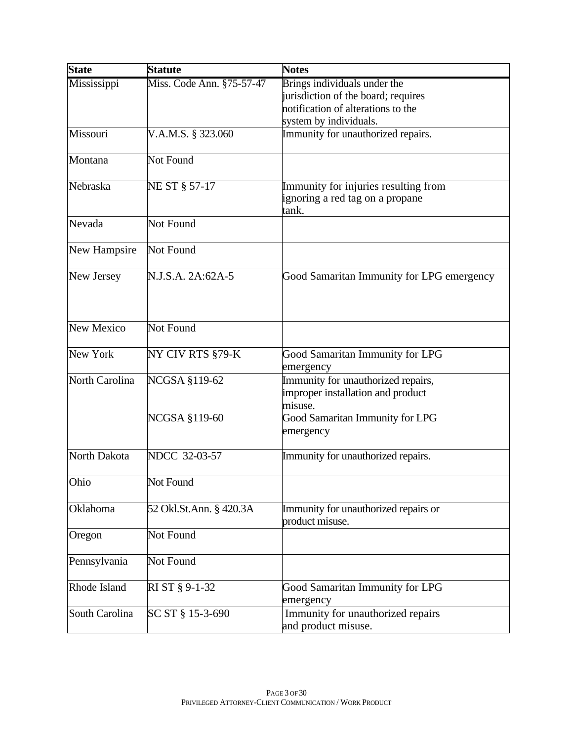| State | Statute | Notes |
|---|---|---|
| Mississippi | Miss. Code Ann. §75-57-47 | Brings individuals under the jurisdiction of the board; requires notification of alterations to the system by individuals. |
| Missouri | V.A.M.S. § 323.060 | Immunity for unauthorized repairs. |
| Montana | Not Found | |
| Nebraska | NE ST § 57-17 | Immunity for injuries resulting from ignoring a red tag on a propane tank. |
| Nevada | Not Found | |
| New Hampsire | Not Found | |
| New Jersey | N.J.S.A. 2A:62A-5 | Good Samaritan Immunity for LPG emergency |
| New Mexico | Not Found | |
| New York | NY CIV RTS §79-K | Good Samaritan Immunity for LPG emergency |
| North Carolina | NCGSA §119-62<br><br>NCGSA §119-60 | Immunity for unauthorized repairs, improper installation and product misuse.<br>Good Samaritan Immunity for LPG emergency |
| North Dakota | NDCC 32-03-57 | Immunity for unauthorized repairs. |
| Ohio | Not Found | |
| Oklahoma | 52 Okl.St.Ann. § 420.3A | Immunity for unauthorized repairs or product misuse. |
| Oregon | Not Found | |
| Pennsylvania | Not Found | |
| Rhode Island | RI ST § 9-1-32 | Good Samaritan Immunity for LPG emergency |
| South Carolina | SC ST § 15-3-690 | Immunity for unauthorized repairs and product misuse. |

PRIVILEGED ATTORNEY-CLIENT COMMUNICATION / WORK PRODUCT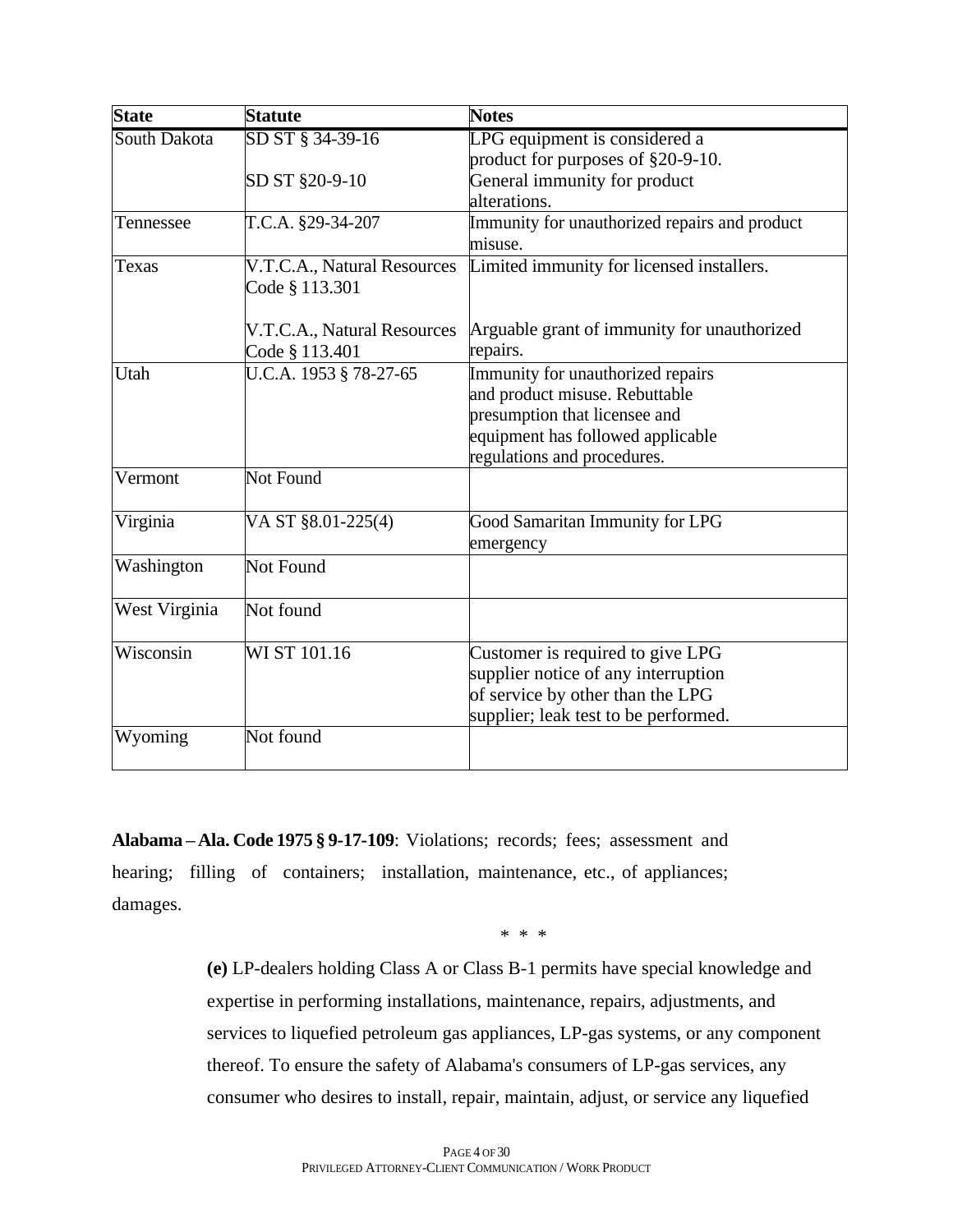| State | Statute | Notes |
|---|---|---|
| South Dakota | SD ST § 34-39-16<br><br>SD ST §20-9-10 | LPG equipment is considered a product for purposes of §20-9-10.<br>General immunity for product alterations. |
| Tennessee | T.C.A. §29-34-207 | Immunity for unauthorized repairs and product misuse. |
| Texas | V.T.C.A., Natural Resources Code § 113.301<br><br>V.T.C.A., Natural Resources Code § 113.401 | Limited immunity for licensed installers.<br><br>Arguable grant of immunity for unauthorized repairs. |
| Utah | U.C.A. 1953 § 78-27-65 | Immunity for unauthorized repairs and product misuse. Rebuttable presumption that licensee and equipment has followed applicable regulations and procedures. |
| Vermont | Not Found | |
| Virginia | VA ST §8.01-225(4) | Good Samaritan Immunity for LPG emergency |
| Washington | Not Found | |
| West Virginia | Not found | |
| Wisconsin | WI ST 101.16 | Customer is required to give LPG supplier notice of any interruption of service by other than the LPG supplier; leak test to be performed. |
| Wyoming | Not found | |

**Alabama – Ala. Code 1975 § 9-17-109**: Violations; records; fees; assessment and hearing; filling of containers; installation, maintenance, etc., of appliances; damages.

\* \* \*

> **(e)** LP-dealers holding Class A or Class B-1 permits have special knowledge and expertise in performing installations, maintenance, repairs, adjustments, and services to liquefied petroleum gas appliances, LP-gas systems, or any component thereof. To ensure the safety of Alabama's consumers of LP-gas services, any consumer who desires to install, repair, maintain, adjust, or service any liquefied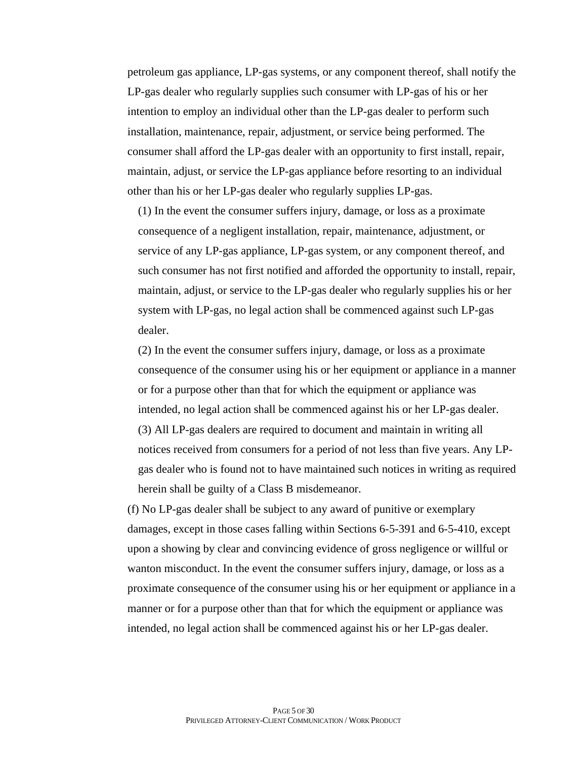petroleum gas appliance, LP-gas systems, or any component thereof, shall notify the LP-gas dealer who regularly supplies such consumer with LP-gas of his or her intention to employ an individual other than the LP-gas dealer to perform such installation, maintenance, repair, adjustment, or service being performed. The consumer shall afford the LP-gas dealer with an opportunity to first install, repair, maintain, adjust, or service the LP-gas appliance before resorting to an individual other than his or her LP-gas dealer who regularly supplies LP-gas.

(1) In the event the consumer suffers injury, damage, or loss as a proximate consequence of a negligent installation, repair, maintenance, adjustment, or service of any LP-gas appliance, LP-gas system, or any component thereof, and such consumer has not first notified and afforded the opportunity to install, repair, maintain, adjust, or service to the LP-gas dealer who regularly supplies his or her system with LP-gas, no legal action shall be commenced against such LP-gas dealer.

(2) In the event the consumer suffers injury, damage, or loss as a proximate consequence of the consumer using his or her equipment or appliance in a manner or for a purpose other than that for which the equipment or appliance was intended, no legal action shall be commenced against his or her LP-gas dealer.

(3) All LP-gas dealers are required to document and maintain in writing all notices received from consumers for a period of not less than five years. Any LP-gas dealer who is found not to have maintained such notices in writing as required herein shall be guilty of a Class B misdemeanor.

(f) No LP-gas dealer shall be subject to any award of punitive or exemplary damages, except in those cases falling within Sections 6-5-391 and 6-5-410, except upon a showing by clear and convincing evidence of gross negligence or willful or wanton misconduct. In the event the consumer suffers injury, damage, or loss as a proximate consequence of the consumer using his or her equipment or appliance in a manner or for a purpose other than that for which the equipment or appliance was intended, no legal action shall be commenced against his or her LP-gas dealer.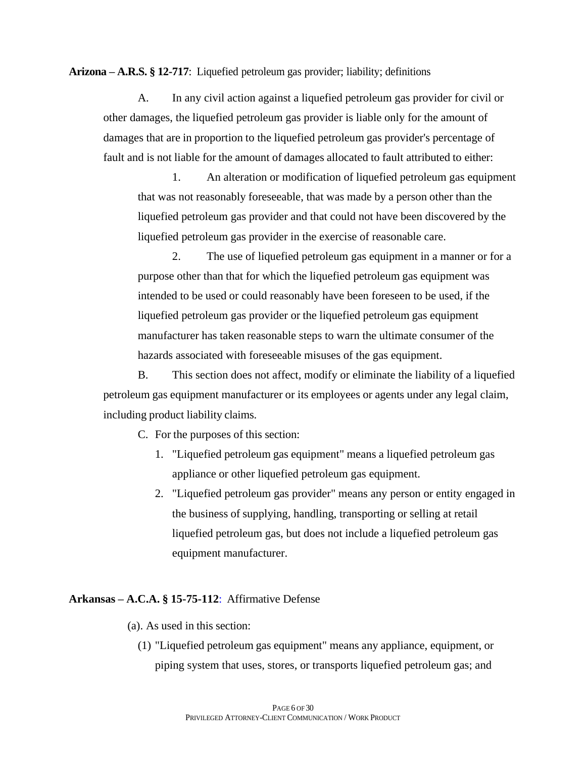**Arizona – A.R.S. § 12-717**: Liquefied petroleum gas provider; liability; definitions

A. In any civil action against a liquefied petroleum gas provider for civil or other damages, the liquefied petroleum gas provider is liable only for the amount of damages that are in proportion to the liquefied petroleum gas provider's percentage of fault and is not liable for the amount of damages allocated to fault attributed to either:

1. An alteration or modification of liquefied petroleum gas equipment that was not reasonably foreseeable, that was made by a person other than the liquefied petroleum gas provider and that could not have been discovered by the liquefied petroleum gas provider in the exercise of reasonable care.

2. The use of liquefied petroleum gas equipment in a manner or for a purpose other than that for which the liquefied petroleum gas equipment was intended to be used or could reasonably have been foreseen to be used, if the liquefied petroleum gas provider or the liquefied petroleum gas equipment manufacturer has taken reasonable steps to warn the ultimate consumer of the hazards associated with foreseeable misuses of the gas equipment.

B. This section does not affect, modify or eliminate the liability of a liquefied petroleum gas equipment manufacturer or its employees or agents under any legal claim, including product liability claims.

C. For the purposes of this section:

1. "Liquefied petroleum gas equipment" means a liquefied petroleum gas appliance or other liquefied petroleum gas equipment.
2. "Liquefied petroleum gas provider" means any person or entity engaged in the business of supplying, handling, transporting or selling at retail liquefied petroleum gas, but does not include a liquefied petroleum gas equipment manufacturer.

**Arkansas – A.C.A. § 15-75-112**: Affirmative Defense

(a). As used in this section:

(1) "Liquefied petroleum gas equipment" means any appliance, equipment, or piping system that uses, stores, or transports liquefied petroleum gas; and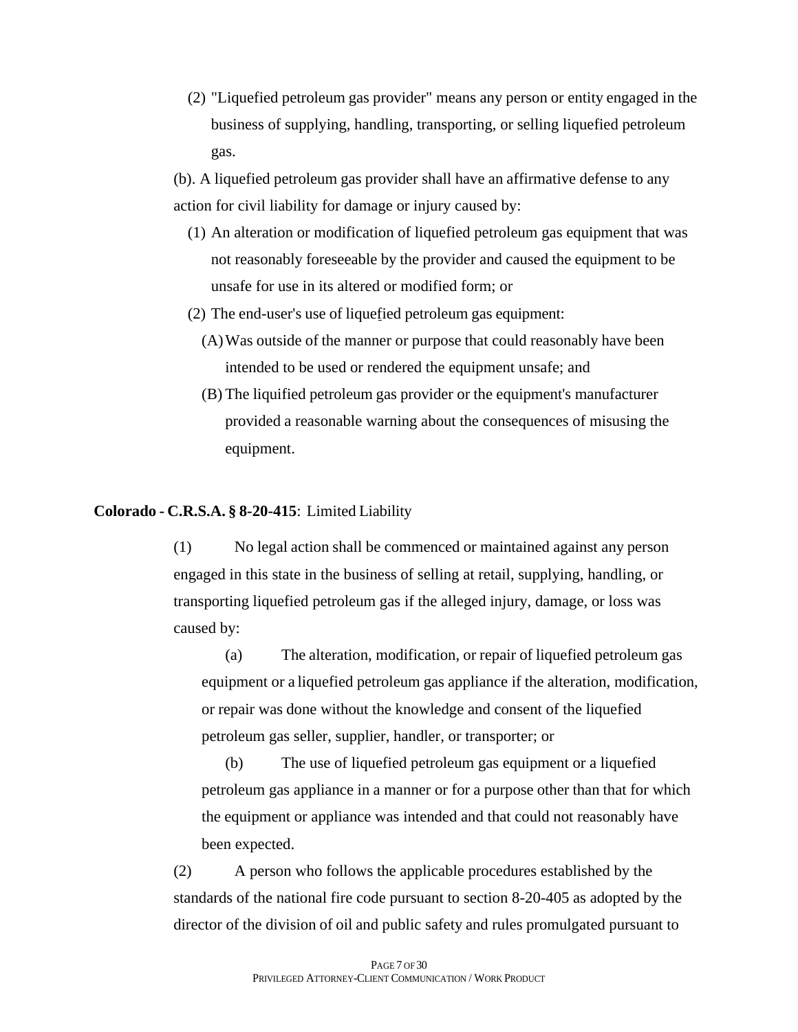(2) "Liquefied petroleum gas provider" means any person or entity engaged in the business of supplying, handling, transporting, or selling liquefied petroleum gas.

(b). A liquefied petroleum gas provider shall have an affirmative defense to any action for civil liability for damage or injury caused by:

(1) An alteration or modification of liquefied petroleum gas equipment that was not reasonably foreseeable by the provider and caused the equipment to be unsafe for use in its altered or modified form; or

(2) The end-user's use of liquefied petroleum gas equipment:

(A) Was outside of the manner or purpose that could reasonably have been intended to be used or rendered the equipment unsafe; and

(B) The liquified petroleum gas provider or the equipment's manufacturer provided a reasonable warning about the consequences of misusing the equipment.

**Colorado - C.R.S.A. § 8-20-415**: Limited Liability

(1) No legal action shall be commenced or maintained against any person engaged in this state in the business of selling at retail, supplying, handling, or transporting liquefied petroleum gas if the alleged injury, damage, or loss was caused by:

(a) The alteration, modification, or repair of liquefied petroleum gas equipment or a liquefied petroleum gas appliance if the alteration, modification, or repair was done without the knowledge and consent of the liquefied petroleum gas seller, supplier, handler, or transporter; or

(b) The use of liquefied petroleum gas equipment or a liquefied petroleum gas appliance in a manner or for a purpose other than that for which the equipment or appliance was intended and that could not reasonably have been expected.

(2) A person who follows the applicable procedures established by the standards of the national fire code pursuant to section 8-20-405 as adopted by the director of the division of oil and public safety and rules promulgated pursuant to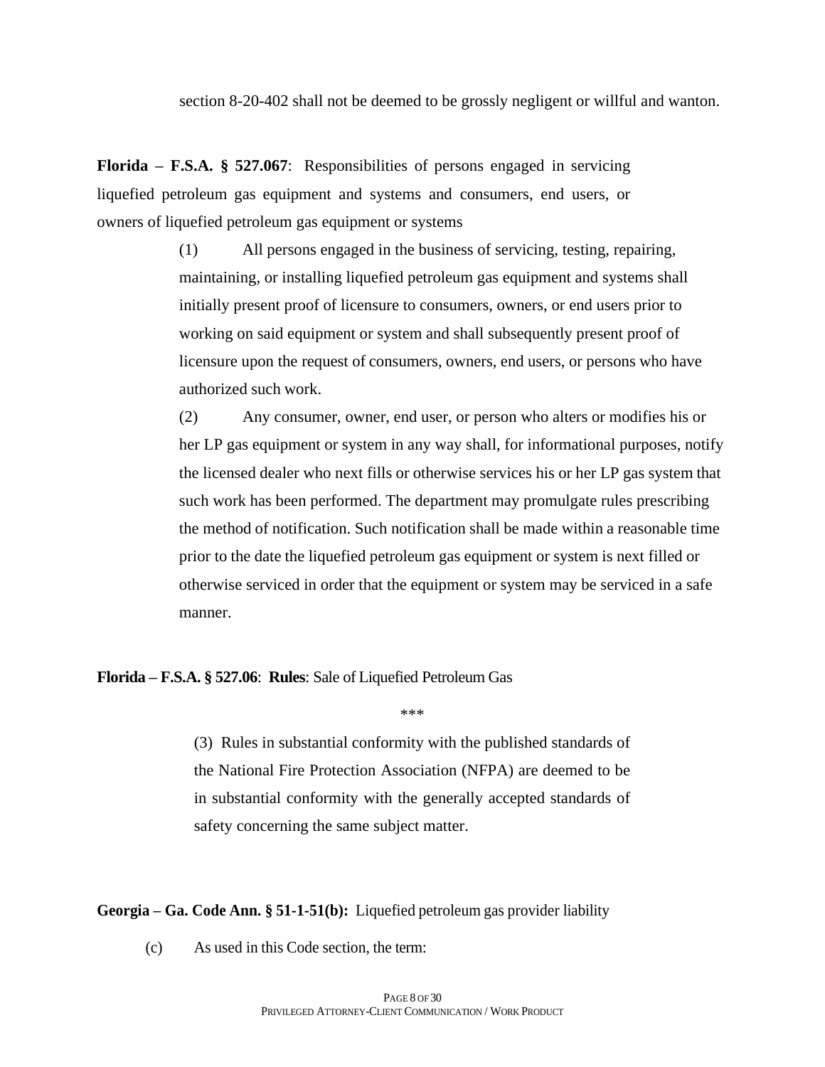section 8-20-402 shall not be deemed to be grossly negligent or willful and wanton.

**Florida – F.S.A. § 527.067**: Responsibilities of persons engaged in servicing liquefied petroleum gas equipment and systems and consumers, end users, or owners of liquefied petroleum gas equipment or systems

> (1) All persons engaged in the business of servicing, testing, repairing, maintaining, or installing liquefied petroleum gas equipment and systems shall initially present proof of licensure to consumers, owners, or end users prior to working on said equipment or system and shall subsequently present proof of licensure upon the request of consumers, owners, end users, or persons who have authorized such work.
>
> (2) Any consumer, owner, end user, or person who alters or modifies his or her LP gas equipment or system in any way shall, for informational purposes, notify the licensed dealer who next fills or otherwise services his or her LP gas system that such work has been performed. The department may promulgate rules prescribing the method of notification. Such notification shall be made within a reasonable time prior to the date the liquefied petroleum gas equipment or system is next filled or otherwise serviced in order that the equipment or system may be serviced in a safe manner.

**Florida – F.S.A. § 527.06**: **Rules**: Sale of Liquefied Petroleum Gas

***

> (3) Rules in substantial conformity with the published standards of the National Fire Protection Association (NFPA) are deemed to be in substantial conformity with the generally accepted standards of safety concerning the same subject matter.

**Georgia – Ga. Code Ann. § 51-1-51(b):** Liquefied petroleum gas provider liability

> (c) As used in this Code section, the term: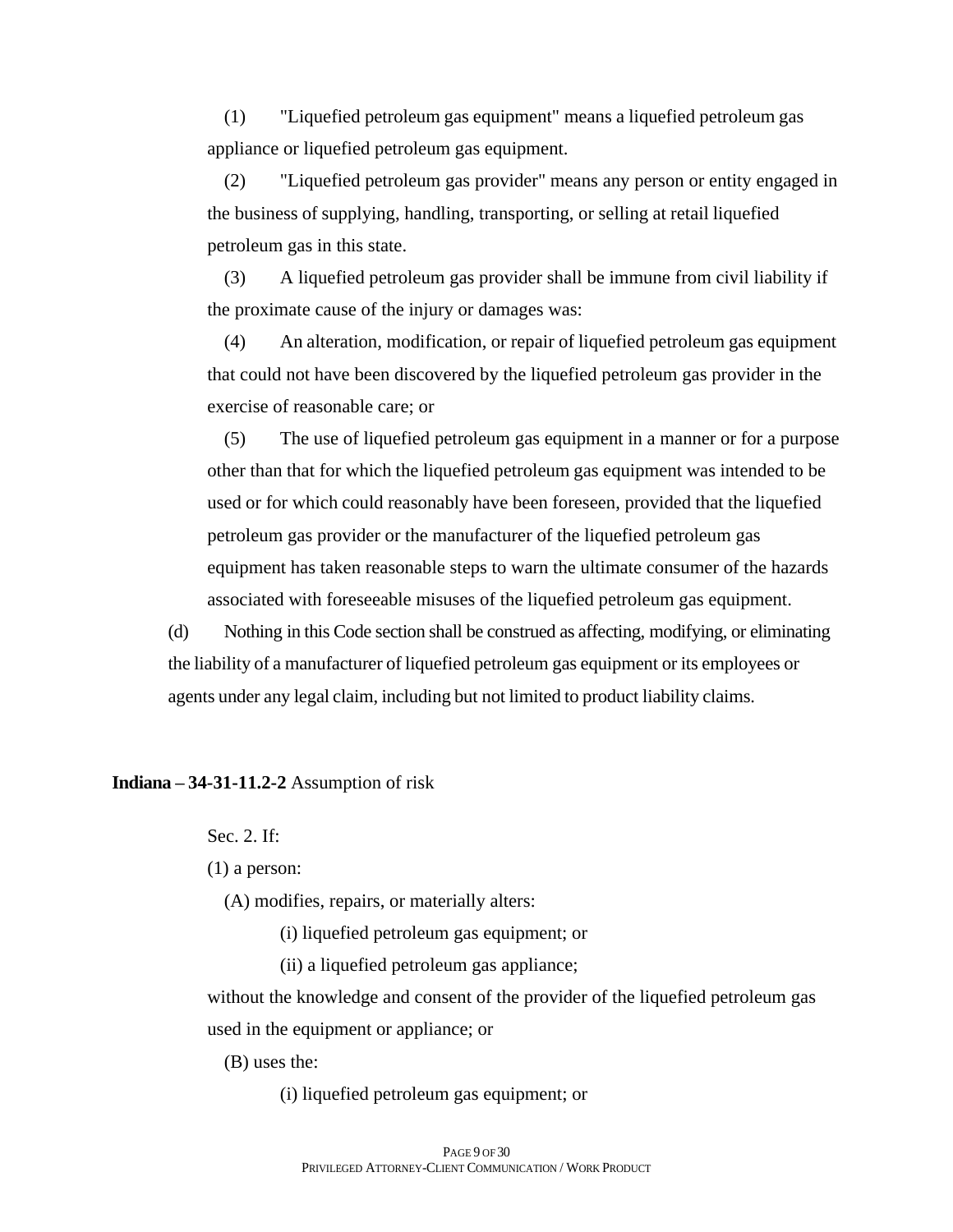(1) "Liquefied petroleum gas equipment" means a liquefied petroleum gas appliance or liquefied petroleum gas equipment.

(2) "Liquefied petroleum gas provider" means any person or entity engaged in the business of supplying, handling, transporting, or selling at retail liquefied petroleum gas in this state.

(3) A liquefied petroleum gas provider shall be immune from civil liability if the proximate cause of the injury or damages was:

(4) An alteration, modification, or repair of liquefied petroleum gas equipment that could not have been discovered by the liquefied petroleum gas provider in the exercise of reasonable care; or

(5) The use of liquefied petroleum gas equipment in a manner or for a purpose other than that for which the liquefied petroleum gas equipment was intended to be used or for which could reasonably have been foreseen, provided that the liquefied petroleum gas provider or the manufacturer of the liquefied petroleum gas equipment has taken reasonable steps to warn the ultimate consumer of the hazards associated with foreseeable misuses of the liquefied petroleum gas equipment.

(d) Nothing in this Code section shall be construed as affecting, modifying, or eliminating the liability of a manufacturer of liquefied petroleum gas equipment or its employees or agents under any legal claim, including but not limited to product liability claims.

**Indiana – 34-31-11.2-2** Assumption of risk

Sec. 2. If:

(1) a person:

(A) modifies, repairs, or materially alters:

(i) liquefied petroleum gas equipment; or

(ii) a liquefied petroleum gas appliance;

without the knowledge and consent of the provider of the liquefied petroleum gas used in the equipment or appliance; or

(B) uses the:

(i) liquefied petroleum gas equipment; or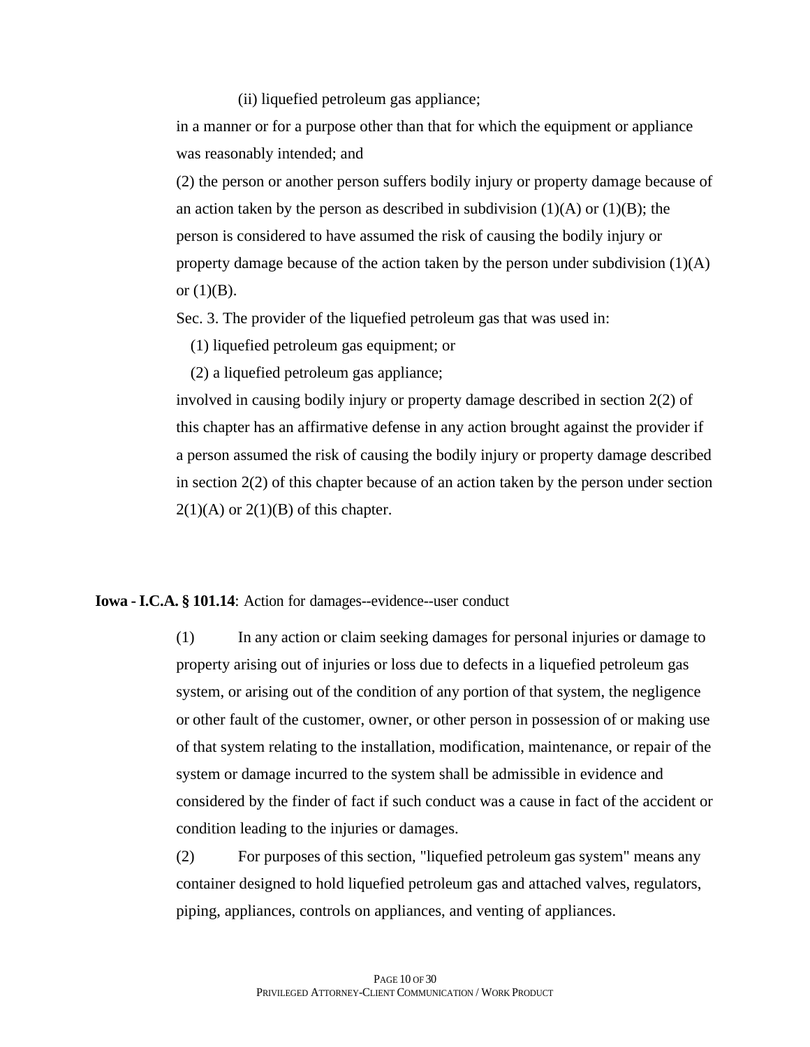(ii) liquefied petroleum gas appliance;

in a manner or for a purpose other than that for which the equipment or appliance was reasonably intended; and

(2) the person or another person suffers bodily injury or property damage because of an action taken by the person as described in subdivision (1)(A) or (1)(B); the person is considered to have assumed the risk of causing the bodily injury or property damage because of the action taken by the person under subdivision (1)(A) or (1)(B).

Sec. 3. The provider of the liquefied petroleum gas that was used in:

(1) liquefied petroleum gas equipment; or

(2) a liquefied petroleum gas appliance;

involved in causing bodily injury or property damage described in section 2(2) of this chapter has an affirmative defense in any action brought against the provider if a person assumed the risk of causing the bodily injury or property damage described in section 2(2) of this chapter because of an action taken by the person under section 2(1)(A) or 2(1)(B) of this chapter.

**Iowa - I.C.A. § 101.14**: Action for damages--evidence--user conduct

(1) In any action or claim seeking damages for personal injuries or damage to property arising out of injuries or loss due to defects in a liquefied petroleum gas system, or arising out of the condition of any portion of that system, the negligence or other fault of the customer, owner, or other person in possession of or making use of that system relating to the installation, modification, maintenance, or repair of the system or damage incurred to the system shall be admissible in evidence and considered by the finder of fact if such conduct was a cause in fact of the accident or condition leading to the injuries or damages.

(2) For purposes of this section, "liquefied petroleum gas system" means any container designed to hold liquefied petroleum gas and attached valves, regulators, piping, appliances, controls on appliances, and venting of appliances.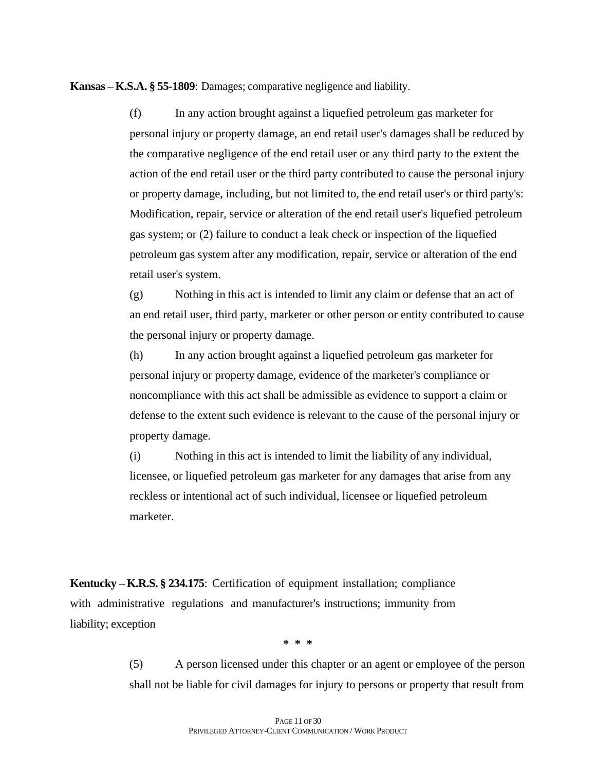**Kansas – K.S.A. § 55-1809**: Damages; comparative negligence and liability.

(f) In any action brought against a liquefied petroleum gas marketer for personal injury or property damage, an end retail user's damages shall be reduced by the comparative negligence of the end retail user or any third party to the extent the action of the end retail user or the third party contributed to cause the personal injury or property damage, including, but not limited to, the end retail user's or third party's: Modification, repair, service or alteration of the end retail user's liquefied petroleum gas system; or (2) failure to conduct a leak check or inspection of the liquefied petroleum gas system after any modification, repair, service or alteration of the end retail user's system.

(g) Nothing in this act is intended to limit any claim or defense that an act of an end retail user, third party, marketer or other person or entity contributed to cause the personal injury or property damage.

(h) In any action brought against a liquefied petroleum gas marketer for personal injury or property damage, evidence of the marketer's compliance or noncompliance with this act shall be admissible as evidence to support a claim or defense to the extent such evidence is relevant to the cause of the personal injury or property damage.

(i) Nothing in this act is intended to limit the liability of any individual, licensee, or liquefied petroleum gas marketer for any damages that arise from any reckless or intentional act of such individual, licensee or liquefied petroleum marketer.

**Kentucky – K.R.S. § 234.175**: Certification of equipment installation; compliance with administrative regulations and manufacturer's instructions; immunity from liability; exception

\* \* \*

(5) A person licensed under this chapter or an agent or employee of the person shall not be liable for civil damages for injury to persons or property that result from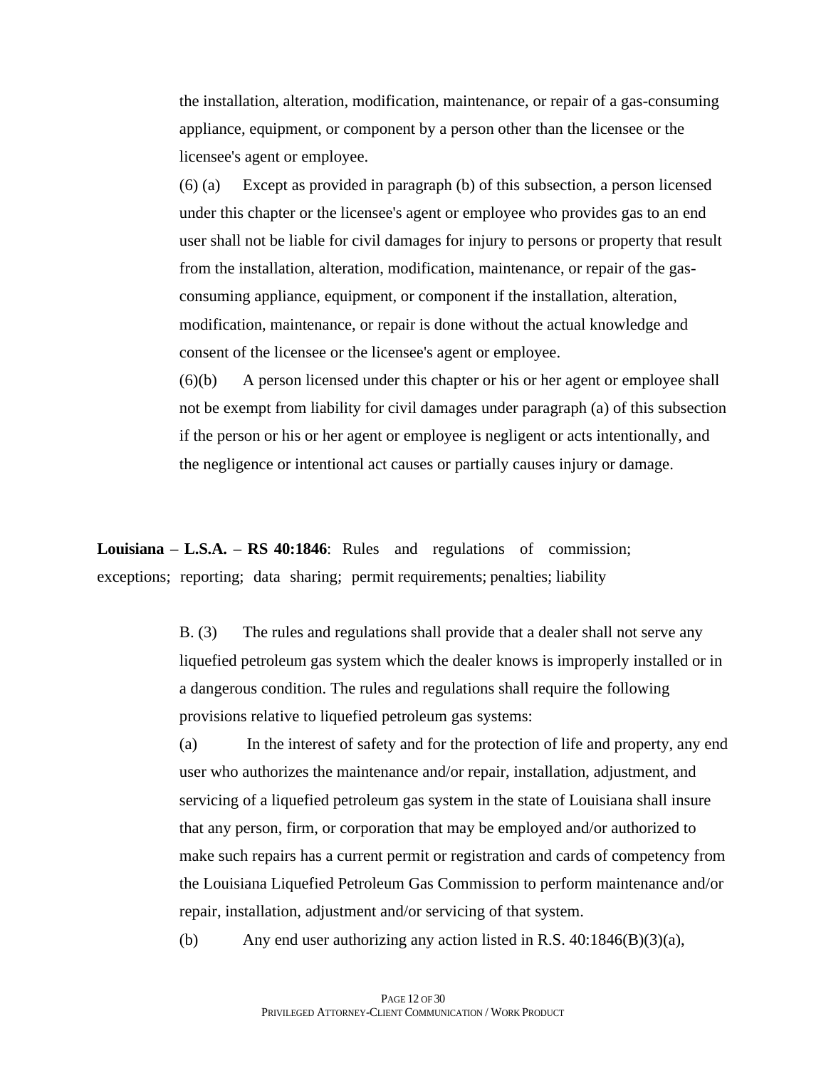the installation, alteration, modification, maintenance, or repair of a gas-consuming appliance, equipment, or component by a person other than the licensee or the licensee's agent or employee.

(6) (a) Except as provided in paragraph (b) of this subsection, a person licensed under this chapter or the licensee's agent or employee who provides gas to an end user shall not be liable for civil damages for injury to persons or property that result from the installation, alteration, modification, maintenance, or repair of the gas-consuming appliance, equipment, or component if the installation, alteration, modification, maintenance, or repair is done without the actual knowledge and consent of the licensee or the licensee's agent or employee.

(6)(b) A person licensed under this chapter or his or her agent or employee shall not be exempt from liability for civil damages under paragraph (a) of this subsection if the person or his or her agent or employee is negligent or acts intentionally, and the negligence or intentional act causes or partially causes injury or damage.

**Louisiana – L.S.A. – RS 40:1846**: Rules and regulations of commission; exceptions; reporting; data sharing; permit requirements; penalties; liability

B. (3) The rules and regulations shall provide that a dealer shall not serve any liquefied petroleum gas system which the dealer knows is improperly installed or in a dangerous condition. The rules and regulations shall require the following provisions relative to liquefied petroleum gas systems:

(a) In the interest of safety and for the protection of life and property, any end user who authorizes the maintenance and/or repair, installation, adjustment, and servicing of a liquefied petroleum gas system in the state of Louisiana shall insure that any person, firm, or corporation that may be employed and/or authorized to make such repairs has a current permit or registration and cards of competency from the Louisiana Liquefied Petroleum Gas Commission to perform maintenance and/or repair, installation, adjustment and/or servicing of that system.

(b) Any end user authorizing any action listed in R.S. 40:1846(B)(3)(a),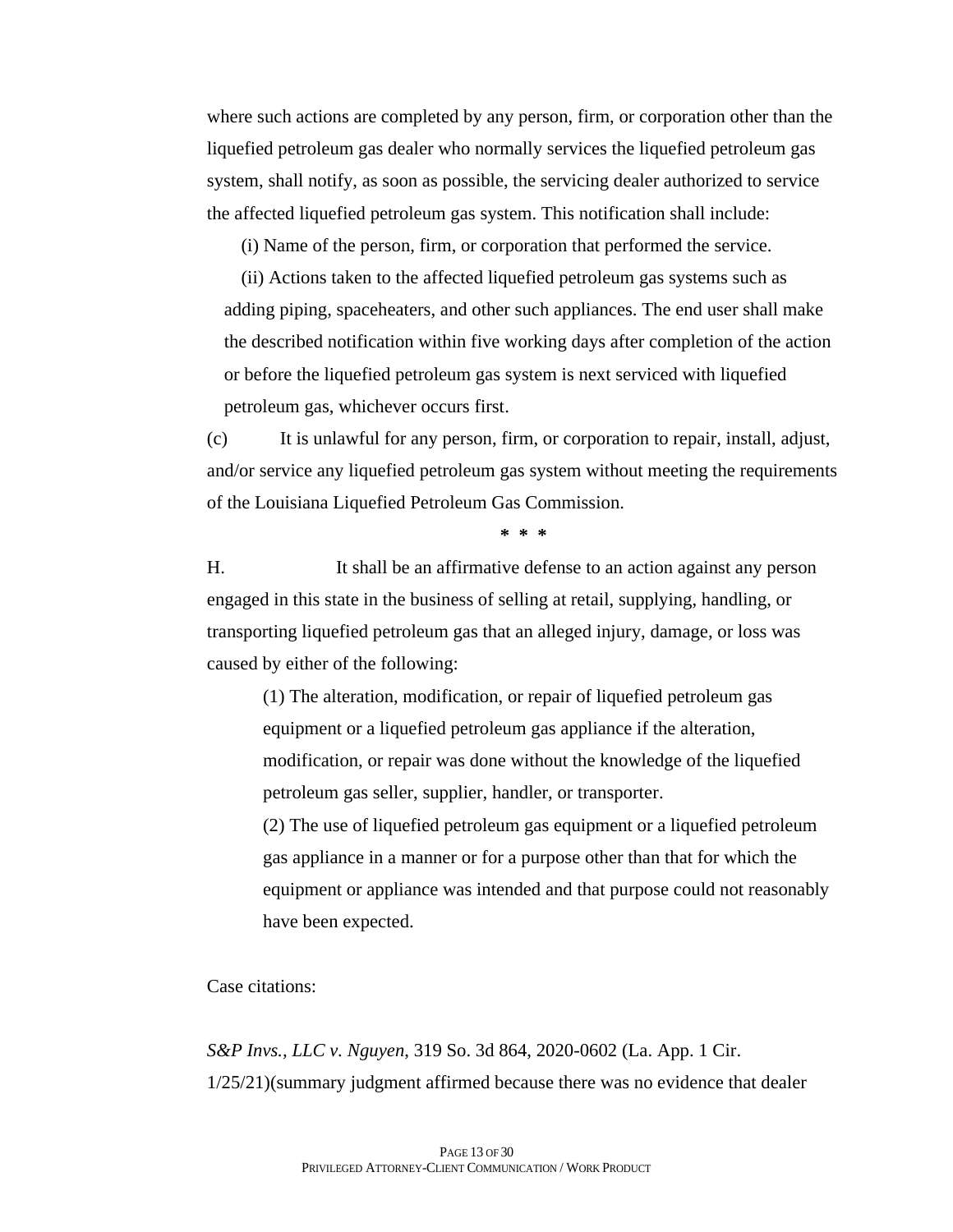where such actions are completed by any person, firm, or corporation other than the liquefied petroleum gas dealer who normally services the liquefied petroleum gas system, shall notify, as soon as possible, the servicing dealer authorized to service the affected liquefied petroleum gas system. This notification shall include:

(i) Name of the person, firm, or corporation that performed the service.

(ii) Actions taken to the affected liquefied petroleum gas systems such as adding piping, spaceheaters, and other such appliances. The end user shall make the described notification within five working days after completion of the action or before the liquefied petroleum gas system is next serviced with liquefied petroleum gas, whichever occurs first.

(c) It is unlawful for any person, firm, or corporation to repair, install, adjust, and/or service any liquefied petroleum gas system without meeting the requirements of the Louisiana Liquefied Petroleum Gas Commission.

\* \* \*

H. It shall be an affirmative defense to an action against any person engaged in this state in the business of selling at retail, supplying, handling, or transporting liquefied petroleum gas that an alleged injury, damage, or loss was caused by either of the following:

(1) The alteration, modification, or repair of liquefied petroleum gas equipment or a liquefied petroleum gas appliance if the alteration, modification, or repair was done without the knowledge of the liquefied petroleum gas seller, supplier, handler, or transporter.

(2) The use of liquefied petroleum gas equipment or a liquefied petroleum gas appliance in a manner or for a purpose other than that for which the equipment or appliance was intended and that purpose could not reasonably have been expected.

Case citations:

*S&P Invs., LLC v. Nguyen*, 319 So. 3d 864, 2020-0602 (La. App. 1 Cir. 1/25/21)(summary judgment affirmed because there was no evidence that dealer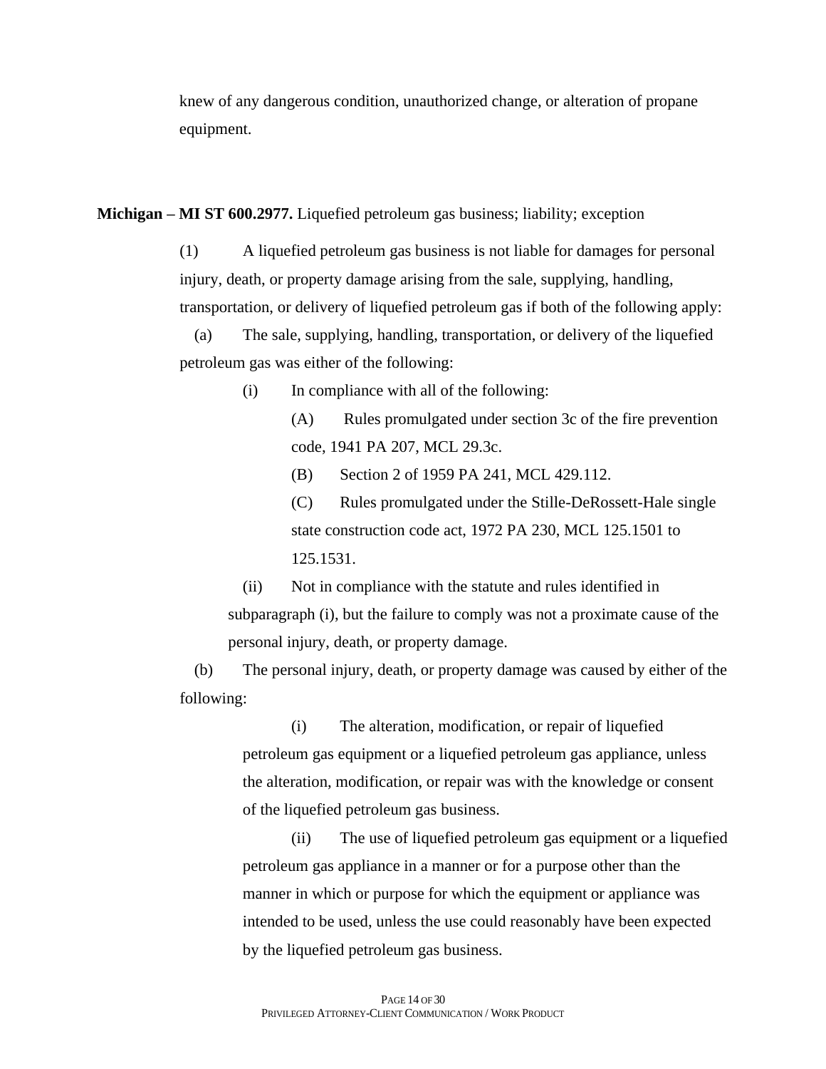knew of any dangerous condition, unauthorized change, or alteration of propane equipment.

**Michigan – MI ST 600.2977.** Liquefied petroleum gas business; liability; exception

(1) A liquefied petroleum gas business is not liable for damages for personal injury, death, or property damage arising from the sale, supplying, handling, transportation, or delivery of liquefied petroleum gas if both of the following apply:

(a) The sale, supplying, handling, transportation, or delivery of the liquefied petroleum gas was either of the following:

(i) In compliance with all of the following:

(A) Rules promulgated under section 3c of the fire prevention code, 1941 PA 207, MCL 29.3c.

(B) Section 2 of 1959 PA 241, MCL 429.112.

(C) Rules promulgated under the Stille-DeRossett-Hale single state construction code act, 1972 PA 230, MCL 125.1501 to 125.1531.

(ii) Not in compliance with the statute and rules identified in subparagraph (i), but the failure to comply was not a proximate cause of the personal injury, death, or property damage.

(b) The personal injury, death, or property damage was caused by either of the following:

(i) The alteration, modification, or repair of liquefied petroleum gas equipment or a liquefied petroleum gas appliance, unless the alteration, modification, or repair was with the knowledge or consent of the liquefied petroleum gas business.

(ii) The use of liquefied petroleum gas equipment or a liquefied petroleum gas appliance in a manner or for a purpose other than the manner in which or purpose for which the equipment or appliance was intended to be used, unless the use could reasonably have been expected by the liquefied petroleum gas business.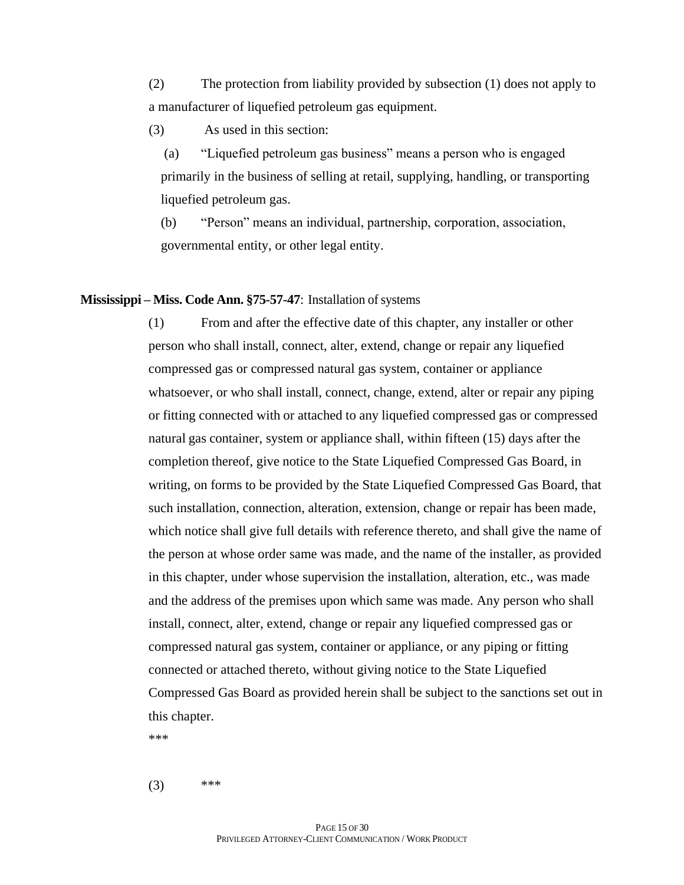(2) The protection from liability provided by subsection (1) does not apply to a manufacturer of liquefied petroleum gas equipment.

(3) As used in this section:

(a) "Liquefied petroleum gas business" means a person who is engaged primarily in the business of selling at retail, supplying, handling, or transporting liquefied petroleum gas.

(b) "Person" means an individual, partnership, corporation, association, governmental entity, or other legal entity.

**Mississippi – Miss. Code Ann. §75-57-47**: Installation of systems

(1) From and after the effective date of this chapter, any installer or other person who shall install, connect, alter, extend, change or repair any liquefied compressed gas or compressed natural gas system, container or appliance whatsoever, or who shall install, connect, change, extend, alter or repair any piping or fitting connected with or attached to any liquefied compressed gas or compressed natural gas container, system or appliance shall, within fifteen (15) days after the completion thereof, give notice to the State Liquefied Compressed Gas Board, in writing, on forms to be provided by the State Liquefied Compressed Gas Board, that such installation, connection, alteration, extension, change or repair has been made, which notice shall give full details with reference thereto, and shall give the name of the person at whose order same was made, and the name of the installer, as provided in this chapter, under whose supervision the installation, alteration, etc., was made and the address of the premises upon which same was made. Any person who shall install, connect, alter, extend, change or repair any liquefied compressed gas or compressed natural gas system, container or appliance, or any piping or fitting connected or attached thereto, without giving notice to the State Liquefied Compressed Gas Board as provided herein shall be subject to the sanctions set out in this chapter.

***

(3) ***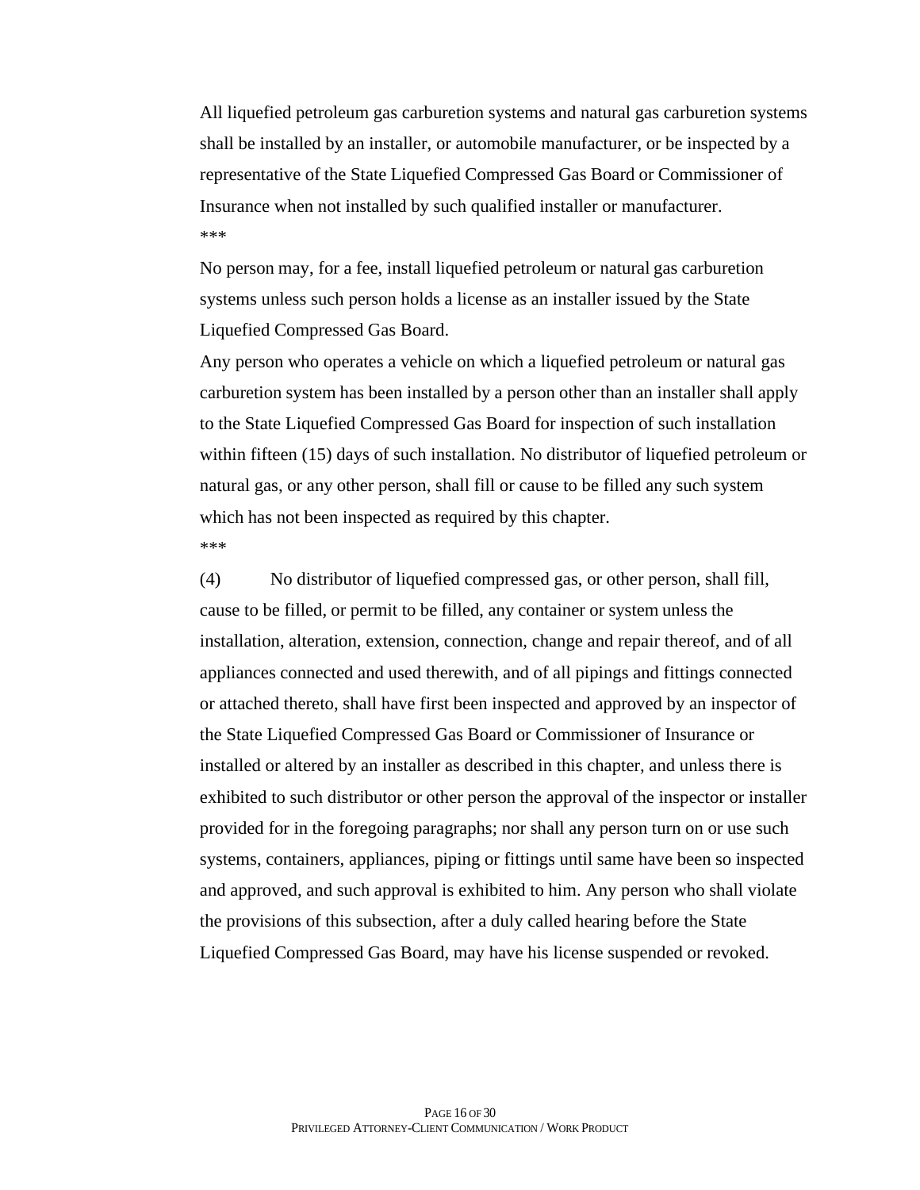All liquefied petroleum gas carburetion systems and natural gas carburetion systems shall be installed by an installer, or automobile manufacturer, or be inspected by a representative of the State Liquefied Compressed Gas Board or Commissioner of Insurance when not installed by such qualified installer or manufacturer.

***

No person may, for a fee, install liquefied petroleum or natural gas carburetion systems unless such person holds a license as an installer issued by the State Liquefied Compressed Gas Board.

Any person who operates a vehicle on which a liquefied petroleum or natural gas carburetion system has been installed by a person other than an installer shall apply to the State Liquefied Compressed Gas Board for inspection of such installation within fifteen (15) days of such installation. No distributor of liquefied petroleum or natural gas, or any other person, shall fill or cause to be filled any such system which has not been inspected as required by this chapter.

***

(4) No distributor of liquefied compressed gas, or other person, shall fill, cause to be filled, or permit to be filled, any container or system unless the installation, alteration, extension, connection, change and repair thereof, and of all appliances connected and used therewith, and of all pipings and fittings connected or attached thereto, shall have first been inspected and approved by an inspector of the State Liquefied Compressed Gas Board or Commissioner of Insurance or installed or altered by an installer as described in this chapter, and unless there is exhibited to such distributor or other person the approval of the inspector or installer provided for in the foregoing paragraphs; nor shall any person turn on or use such systems, containers, appliances, piping or fittings until same have been so inspected and approved, and such approval is exhibited to him. Any person who shall violate the provisions of this subsection, after a duly called hearing before the State Liquefied Compressed Gas Board, may have his license suspended or revoked.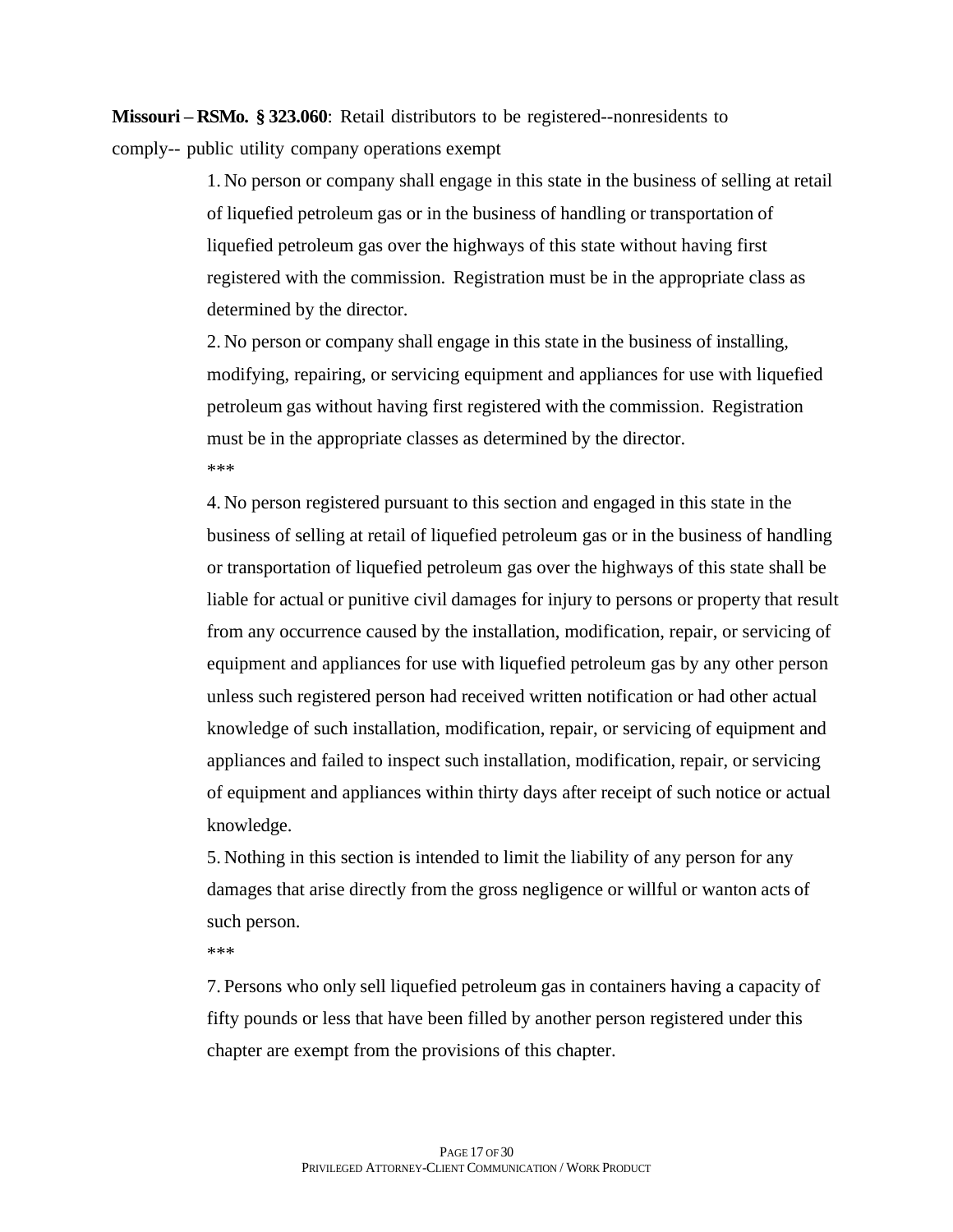**Missouri – RSMo. § 323.060**: Retail distributors to be registered--nonresidents to comply-- public utility company operations exempt

> 1. No person or company shall engage in this state in the business of selling at retail of liquefied petroleum gas or in the business of handling or transportation of liquefied petroleum gas over the highways of this state without having first registered with the commission. Registration must be in the appropriate class as determined by the director.
>
> 2. No person or company shall engage in this state in the business of installing, modifying, repairing, or servicing equipment and appliances for use with liquefied petroleum gas without having first registered with the commission. Registration must be in the appropriate classes as determined by the director.
>
> ***
>
> 4. No person registered pursuant to this section and engaged in this state in the business of selling at retail of liquefied petroleum gas or in the business of handling or transportation of liquefied petroleum gas over the highways of this state shall be liable for actual or punitive civil damages for injury to persons or property that result from any occurrence caused by the installation, modification, repair, or servicing of equipment and appliances for use with liquefied petroleum gas by any other person unless such registered person had received written notification or had other actual knowledge of such installation, modification, repair, or servicing of equipment and appliances and failed to inspect such installation, modification, repair, or servicing of equipment and appliances within thirty days after receipt of such notice or actual knowledge.
>
> 5. Nothing in this section is intended to limit the liability of any person for any damages that arise directly from the gross negligence or willful or wanton acts of such person.
>
> ***
>
> 7. Persons who only sell liquefied petroleum gas in containers having a capacity of fifty pounds or less that have been filled by another person registered under this chapter are exempt from the provisions of this chapter.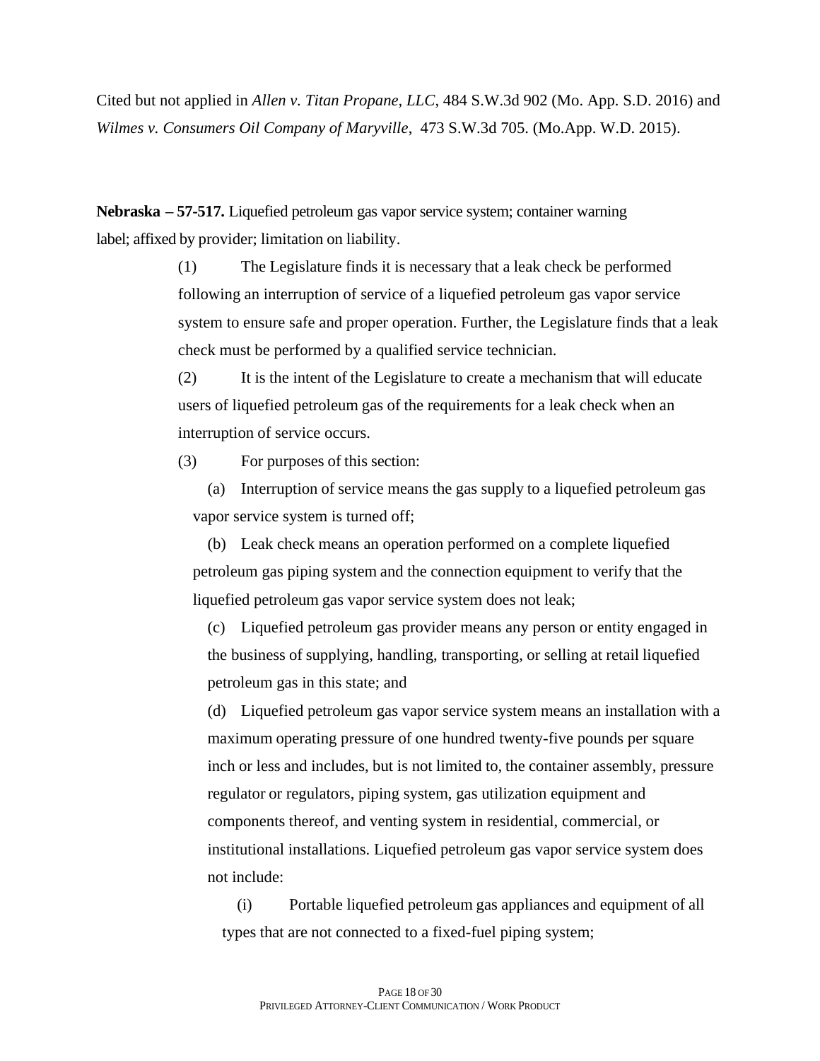Cited but not applied in *Allen v. Titan Propane, LLC*, 484 S.W.3d 902 (Mo. App. S.D. 2016) and *Wilmes v. Consumers Oil Company of Maryville*, 473 S.W.3d 705. (Mo.App. W.D. 2015).

**Nebraska – 57-517.** Liquefied petroleum gas vapor service system; container warning label; affixed by provider; limitation on liability.

(1) The Legislature finds it is necessary that a leak check be performed following an interruption of service of a liquefied petroleum gas vapor service system to ensure safe and proper operation. Further, the Legislature finds that a leak check must be performed by a qualified service technician.

(2) It is the intent of the Legislature to create a mechanism that will educate users of liquefied petroleum gas of the requirements for a leak check when an interruption of service occurs.

(3) For purposes of this section:

(a) Interruption of service means the gas supply to a liquefied petroleum gas vapor service system is turned off;

(b) Leak check means an operation performed on a complete liquefied petroleum gas piping system and the connection equipment to verify that the liquefied petroleum gas vapor service system does not leak;

(c) Liquefied petroleum gas provider means any person or entity engaged in the business of supplying, handling, transporting, or selling at retail liquefied petroleum gas in this state; and

(d) Liquefied petroleum gas vapor service system means an installation with a maximum operating pressure of one hundred twenty-five pounds per square inch or less and includes, but is not limited to, the container assembly, pressure regulator or regulators, piping system, gas utilization equipment and components thereof, and venting system in residential, commercial, or institutional installations. Liquefied petroleum gas vapor service system does not include:

(i) Portable liquefied petroleum gas appliances and equipment of all types that are not connected to a fixed-fuel piping system;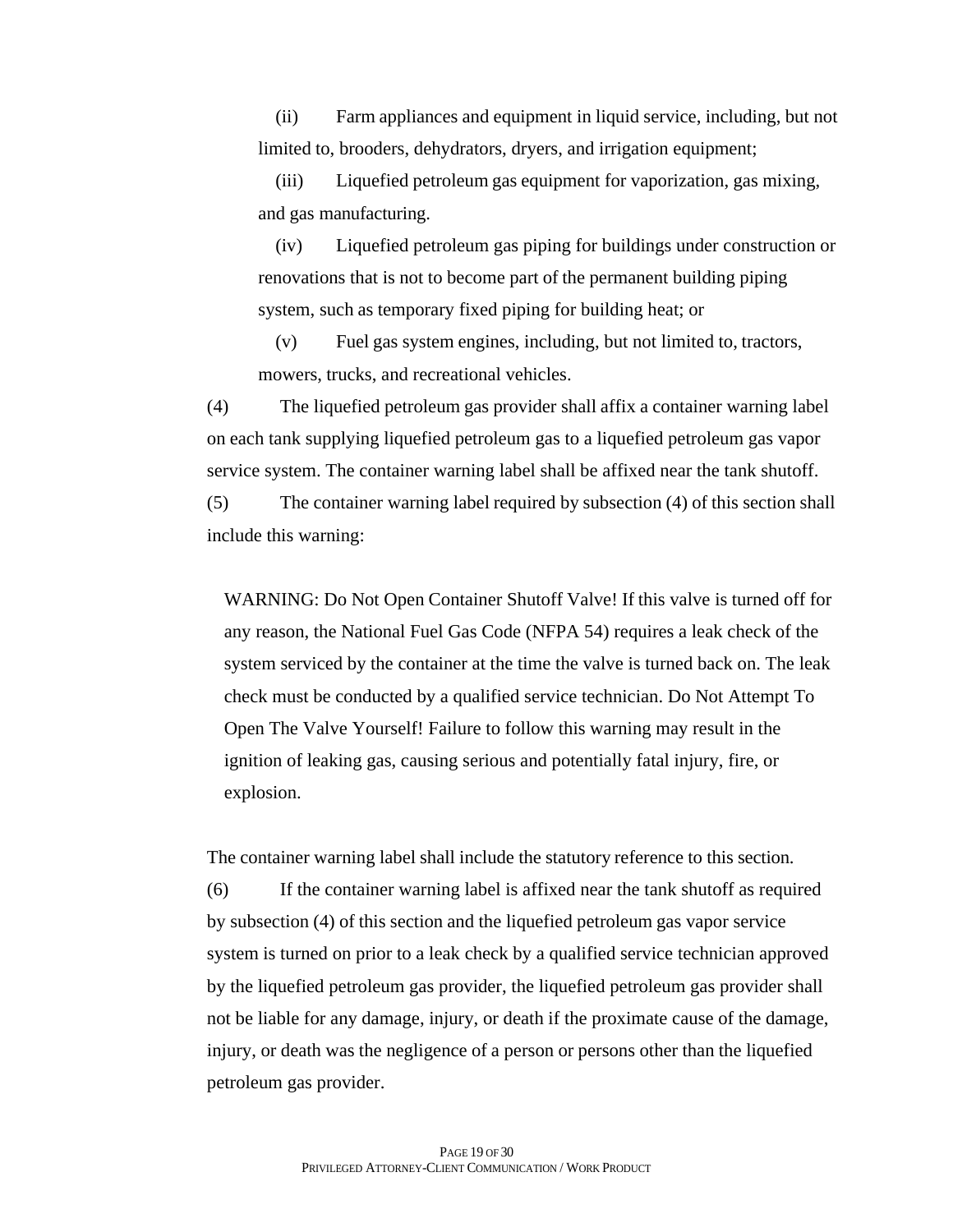(ii) Farm appliances and equipment in liquid service, including, but not limited to, brooders, dehydrators, dryers, and irrigation equipment;

(iii) Liquefied petroleum gas equipment for vaporization, gas mixing, and gas manufacturing.

(iv) Liquefied petroleum gas piping for buildings under construction or renovations that is not to become part of the permanent building piping system, such as temporary fixed piping for building heat; or

(v) Fuel gas system engines, including, but not limited to, tractors, mowers, trucks, and recreational vehicles.

(4) The liquefied petroleum gas provider shall affix a container warning label on each tank supplying liquefied petroleum gas to a liquefied petroleum gas vapor service system. The container warning label shall be affixed near the tank shutoff.

(5) The container warning label required by subsection (4) of this section shall include this warning:

> WARNING: Do Not Open Container Shutoff Valve! If this valve is turned off for any reason, the National Fuel Gas Code (NFPA 54) requires a leak check of the system serviced by the container at the time the valve is turned back on. The leak check must be conducted by a qualified service technician. Do Not Attempt To Open The Valve Yourself! Failure to follow this warning may result in the ignition of leaking gas, causing serious and potentially fatal injury, fire, or explosion.

The container warning label shall include the statutory reference to this section.

(6) If the container warning label is affixed near the tank shutoff as required by subsection (4) of this section and the liquefied petroleum gas vapor service system is turned on prior to a leak check by a qualified service technician approved by the liquefied petroleum gas provider, the liquefied petroleum gas provider shall not be liable for any damage, injury, or death if the proximate cause of the damage, injury, or death was the negligence of a person or persons other than the liquefied petroleum gas provider.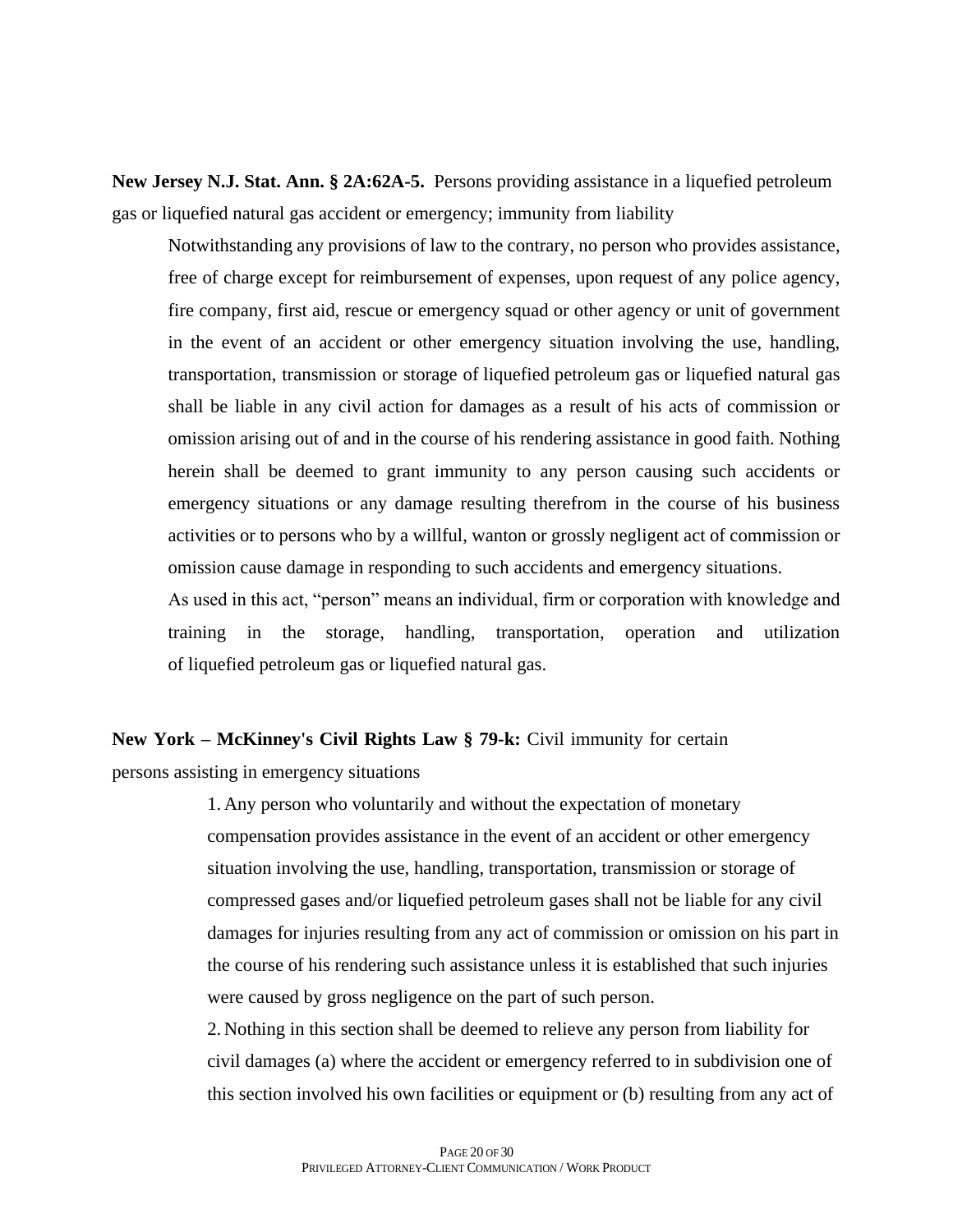**New Jersey N.J. Stat. Ann. § 2A:62A-5.** Persons providing assistance in a liquefied petroleum gas or liquefied natural gas accident or emergency; immunity from liability

> Notwithstanding any provisions of law to the contrary, no person who provides assistance, free of charge except for reimbursement of expenses, upon request of any police agency, fire company, first aid, rescue or emergency squad or other agency or unit of government in the event of an accident or other emergency situation involving the use, handling, transportation, transmission or storage of liquefied petroleum gas or liquefied natural gas shall be liable in any civil action for damages as a result of his acts of commission or omission arising out of and in the course of his rendering assistance in good faith. Nothing herein shall be deemed to grant immunity to any person causing such accidents or emergency situations or any damage resulting therefrom in the course of his business activities or to persons who by a willful, wanton or grossly negligent act of commission or omission cause damage in responding to such accidents and emergency situations.
>
> As used in this act, "person" means an individual, firm or corporation with knowledge and training in the storage, handling, transportation, operation and utilization of liquefied petroleum gas or liquefied natural gas.

**New York – McKinney's Civil Rights Law § 79-k:** Civil immunity for certain persons assisting in emergency situations

> 1. Any person who voluntarily and without the expectation of monetary compensation provides assistance in the event of an accident or other emergency situation involving the use, handling, transportation, transmission or storage of compressed gases and/or liquefied petroleum gases shall not be liable for any civil damages for injuries resulting from any act of commission or omission on his part in the course of his rendering such assistance unless it is established that such injuries were caused by gross negligence on the part of such person.
>
> 2. Nothing in this section shall be deemed to relieve any person from liability for civil damages (a) where the accident or emergency referred to in subdivision one of this section involved his own facilities or equipment or (b) resulting from any act of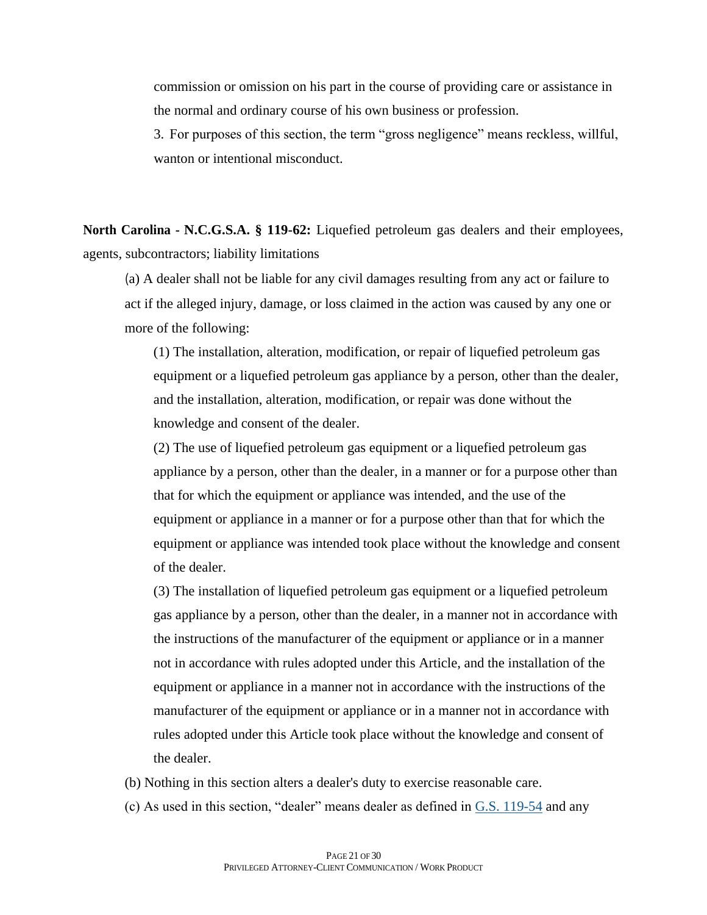commission or omission on his part in the course of providing care or assistance in the normal and ordinary course of his own business or profession.

3. For purposes of this section, the term "gross negligence" means reckless, willful, wanton or intentional misconduct.

**North Carolina - N.C.G.S.A. § 119-62:** Liquefied petroleum gas dealers and their employees, agents, subcontractors; liability limitations

(a) A dealer shall not be liable for any civil damages resulting from any act or failure to act if the alleged injury, damage, or loss claimed in the action was caused by any one or more of the following:

(1) The installation, alteration, modification, or repair of liquefied petroleum gas equipment or a liquefied petroleum gas appliance by a person, other than the dealer, and the installation, alteration, modification, or repair was done without the knowledge and consent of the dealer.

(2) The use of liquefied petroleum gas equipment or a liquefied petroleum gas appliance by a person, other than the dealer, in a manner or for a purpose other than that for which the equipment or appliance was intended, and the use of the equipment or appliance in a manner or for a purpose other than that for which the equipment or appliance was intended took place without the knowledge and consent of the dealer.

(3) The installation of liquefied petroleum gas equipment or a liquefied petroleum gas appliance by a person, other than the dealer, in a manner not in accordance with the instructions of the manufacturer of the equipment or appliance or in a manner not in accordance with rules adopted under this Article, and the installation of the equipment or appliance in a manner not in accordance with the instructions of the manufacturer of the equipment or appliance or in a manner not in accordance with rules adopted under this Article took place without the knowledge and consent of the dealer.

(b) Nothing in this section alters a dealer's duty to exercise reasonable care.

(c) As used in this section, "dealer" means dealer as defined in G.S. 119-54 and any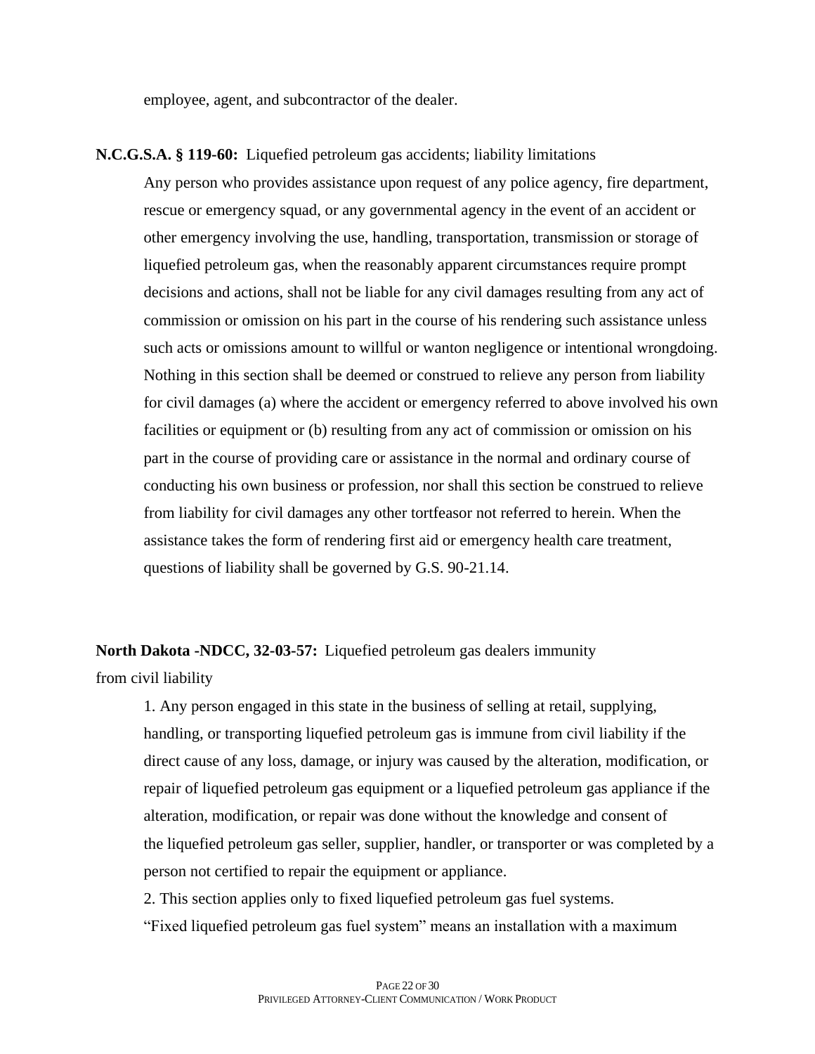employee, agent, and subcontractor of the dealer.

**N.C.G.S.A. § 119-60:** Liquefied petroleum gas accidents; liability limitations

Any person who provides assistance upon request of any police agency, fire department, rescue or emergency squad, or any governmental agency in the event of an accident or other emergency involving the use, handling, transportation, transmission or storage of liquefied petroleum gas, when the reasonably apparent circumstances require prompt decisions and actions, shall not be liable for any civil damages resulting from any act of commission or omission on his part in the course of his rendering such assistance unless such acts or omissions amount to willful or wanton negligence or intentional wrongdoing. Nothing in this section shall be deemed or construed to relieve any person from liability for civil damages (a) where the accident or emergency referred to above involved his own facilities or equipment or (b) resulting from any act of commission or omission on his part in the course of providing care or assistance in the normal and ordinary course of conducting his own business or profession, nor shall this section be construed to relieve from liability for civil damages any other tortfeasor not referred to herein. When the assistance takes the form of rendering first aid or emergency health care treatment, questions of liability shall be governed by G.S. 90-21.14.

**North Dakota -NDCC, 32-03-57:** Liquefied petroleum gas dealers immunity from civil liability

1. Any person engaged in this state in the business of selling at retail, supplying, handling, or transporting liquefied petroleum gas is immune from civil liability if the direct cause of any loss, damage, or injury was caused by the alteration, modification, or repair of liquefied petroleum gas equipment or a liquefied petroleum gas appliance if the alteration, modification, or repair was done without the knowledge and consent of the liquefied petroleum gas seller, supplier, handler, or transporter or was completed by a person not certified to repair the equipment or appliance.

2. This section applies only to fixed liquefied petroleum gas fuel systems. "Fixed liquefied petroleum gas fuel system" means an installation with a maximum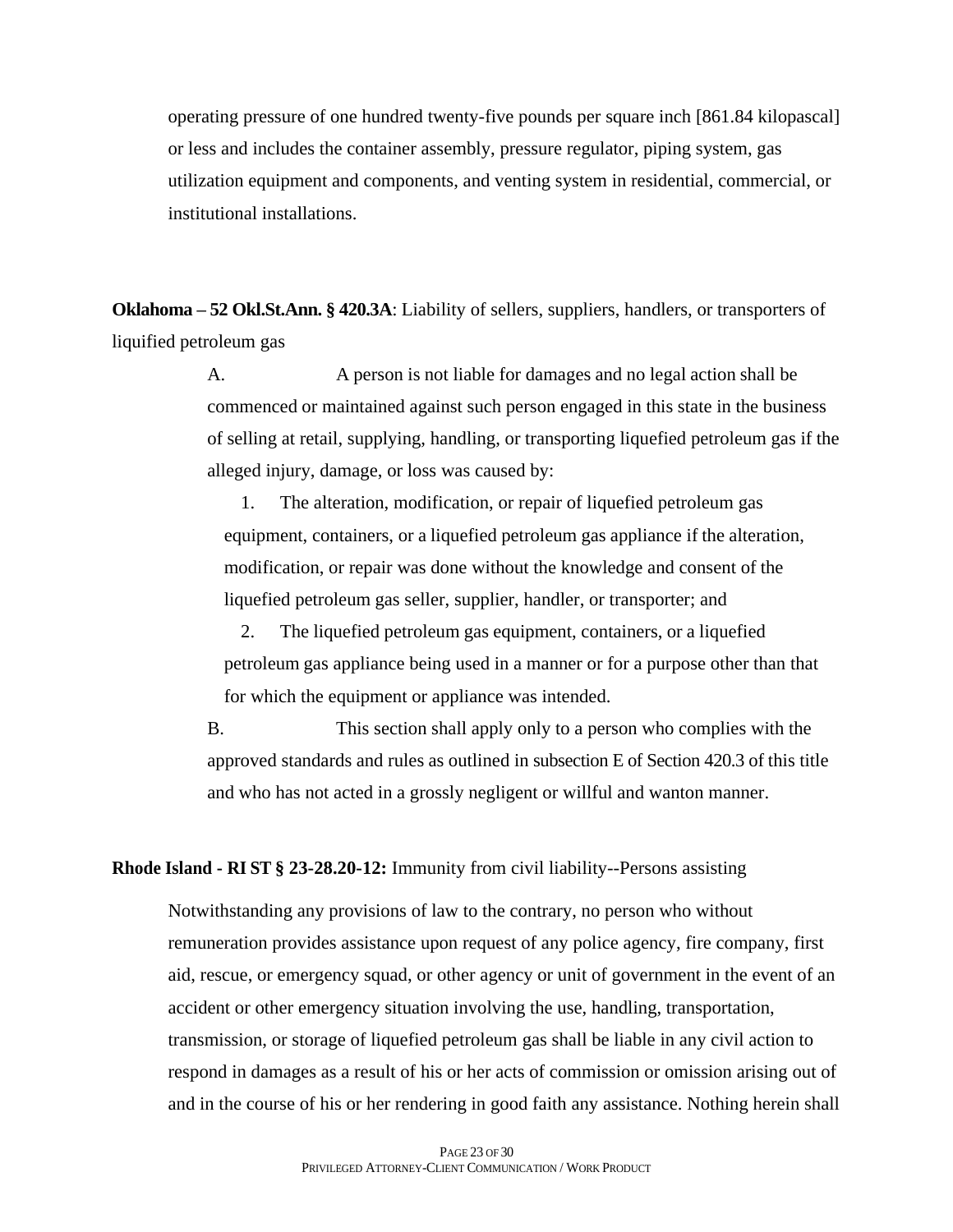operating pressure of one hundred twenty-five pounds per square inch [861.84 kilopascal] or less and includes the container assembly, pressure regulator, piping system, gas utilization equipment and components, and venting system in residential, commercial, or institutional installations.

**Oklahoma – 52 Okl.St.Ann. § 420.3A**: Liability of sellers, suppliers, handlers, or transporters of liquified petroleum gas

> A. A person is not liable for damages and no legal action shall be commenced or maintained against such person engaged in this state in the business of selling at retail, supplying, handling, or transporting liquefied petroleum gas if the alleged injury, damage, or loss was caused by:
>
> 1. The alteration, modification, or repair of liquefied petroleum gas equipment, containers, or a liquefied petroleum gas appliance if the alteration, modification, or repair was done without the knowledge and consent of the liquefied petroleum gas seller, supplier, handler, or transporter; and
>
> 2. The liquefied petroleum gas equipment, containers, or a liquefied petroleum gas appliance being used in a manner or for a purpose other than that for which the equipment or appliance was intended.
>
> B. This section shall apply only to a person who complies with the approved standards and rules as outlined in subsection E of Section 420.3 of this title and who has not acted in a grossly negligent or willful and wanton manner.

**Rhode Island - RI ST § 23-28.20-12:** Immunity from civil liability--Persons assisting

> Notwithstanding any provisions of law to the contrary, no person who without remuneration provides assistance upon request of any police agency, fire company, first aid, rescue, or emergency squad, or other agency or unit of government in the event of an accident or other emergency situation involving the use, handling, transportation, transmission, or storage of liquefied petroleum gas shall be liable in any civil action to respond in damages as a result of his or her acts of commission or omission arising out of and in the course of his or her rendering in good faith any assistance. Nothing herein shall

PRIVILEGED ATTORNEY-CLIENT COMMUNICATION / WORK PRODUCT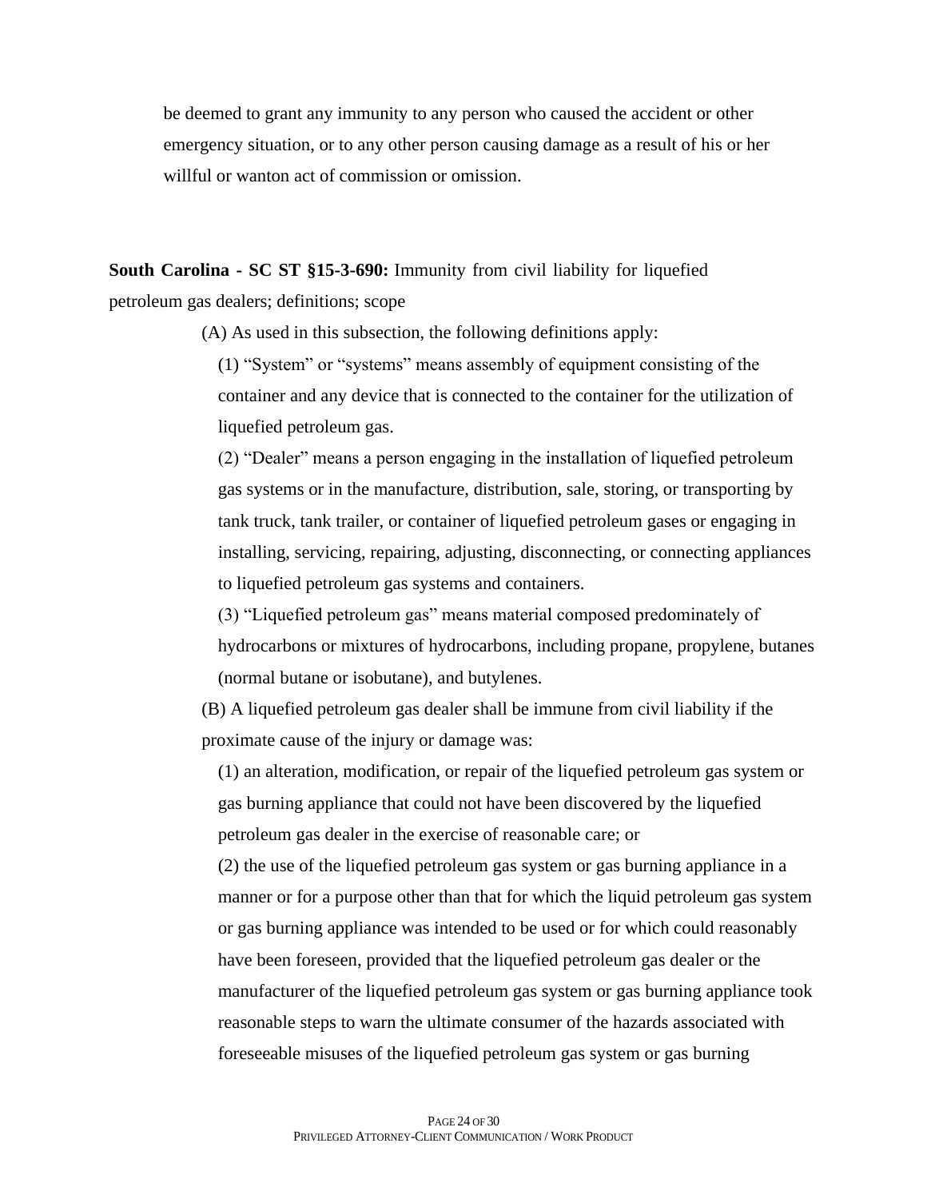be deemed to grant any immunity to any person who caused the accident or other emergency situation, or to any other person causing damage as a result of his or her willful or wanton act of commission or omission.

**South Carolina - SC ST §15-3-690:** Immunity from civil liability for liquefied petroleum gas dealers; definitions; scope

(A) As used in this subsection, the following definitions apply:

(1) "System" or "systems" means assembly of equipment consisting of the container and any device that is connected to the container for the utilization of liquefied petroleum gas.

(2) "Dealer" means a person engaging in the installation of liquefied petroleum gas systems or in the manufacture, distribution, sale, storing, or transporting by tank truck, tank trailer, or container of liquefied petroleum gases or engaging in installing, servicing, repairing, adjusting, disconnecting, or connecting appliances to liquefied petroleum gas systems and containers.

(3) "Liquefied petroleum gas" means material composed predominately of hydrocarbons or mixtures of hydrocarbons, including propane, propylene, butanes (normal butane or isobutane), and butylenes.

(B) A liquefied petroleum gas dealer shall be immune from civil liability if the proximate cause of the injury or damage was:

(1) an alteration, modification, or repair of the liquefied petroleum gas system or gas burning appliance that could not have been discovered by the liquefied petroleum gas dealer in the exercise of reasonable care; or

(2) the use of the liquefied petroleum gas system or gas burning appliance in a manner or for a purpose other than that for which the liquid petroleum gas system or gas burning appliance was intended to be used or for which could reasonably have been foreseen, provided that the liquefied petroleum gas dealer or the manufacturer of the liquefied petroleum gas system or gas burning appliance took reasonable steps to warn the ultimate consumer of the hazards associated with foreseeable misuses of the liquefied petroleum gas system or gas burning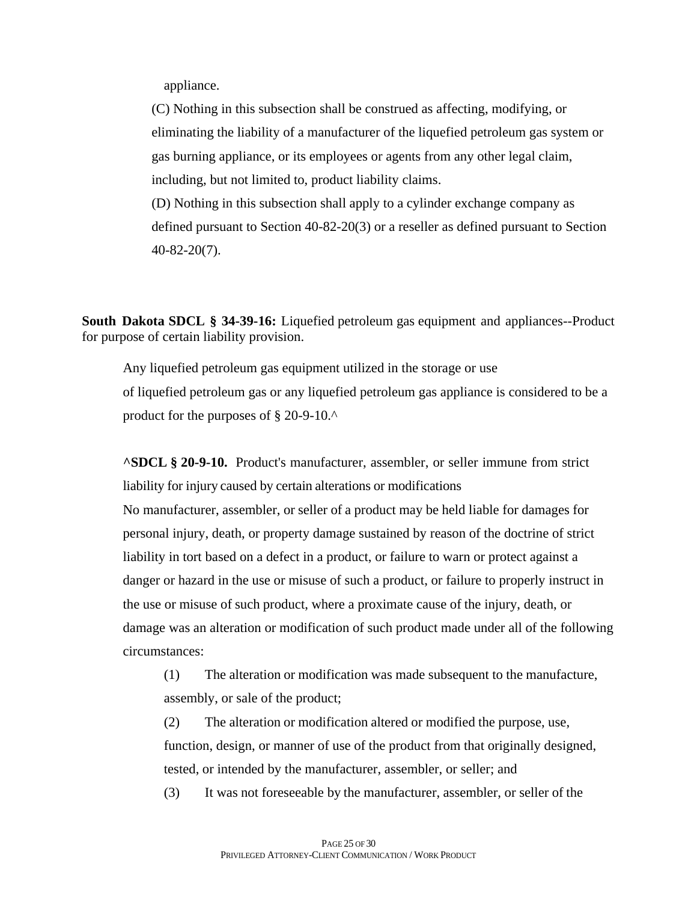appliance.

(C) Nothing in this subsection shall be construed as affecting, modifying, or eliminating the liability of a manufacturer of the liquefied petroleum gas system or gas burning appliance, or its employees or agents from any other legal claim, including, but not limited to, product liability claims.

(D) Nothing in this subsection shall apply to a cylinder exchange company as defined pursuant to Section 40-82-20(3) or a reseller as defined pursuant to Section 40-82-20(7).

**South Dakota SDCL § 34-39-16:** Liquefied petroleum gas equipment and appliances--Product for purpose of certain liability provision.

Any liquefied petroleum gas equipment utilized in the storage or use of liquefied petroleum gas or any liquefied petroleum gas appliance is considered to be a product for the purposes of § 20-9-10.^

**^SDCL § 20-9-10.** Product's manufacturer, assembler, or seller immune from strict liability for injury caused by certain alterations or modifications

No manufacturer, assembler, or seller of a product may be held liable for damages for personal injury, death, or property damage sustained by reason of the doctrine of strict liability in tort based on a defect in a product, or failure to warn or protect against a danger or hazard in the use or misuse of such a product, or failure to properly instruct in the use or misuse of such product, where a proximate cause of the injury, death, or damage was an alteration or modification of such product made under all of the following circumstances:

(1) The alteration or modification was made subsequent to the manufacture, assembly, or sale of the product;

(2) The alteration or modification altered or modified the purpose, use, function, design, or manner of use of the product from that originally designed, tested, or intended by the manufacturer, assembler, or seller; and

(3) It was not foreseeable by the manufacturer, assembler, or seller of the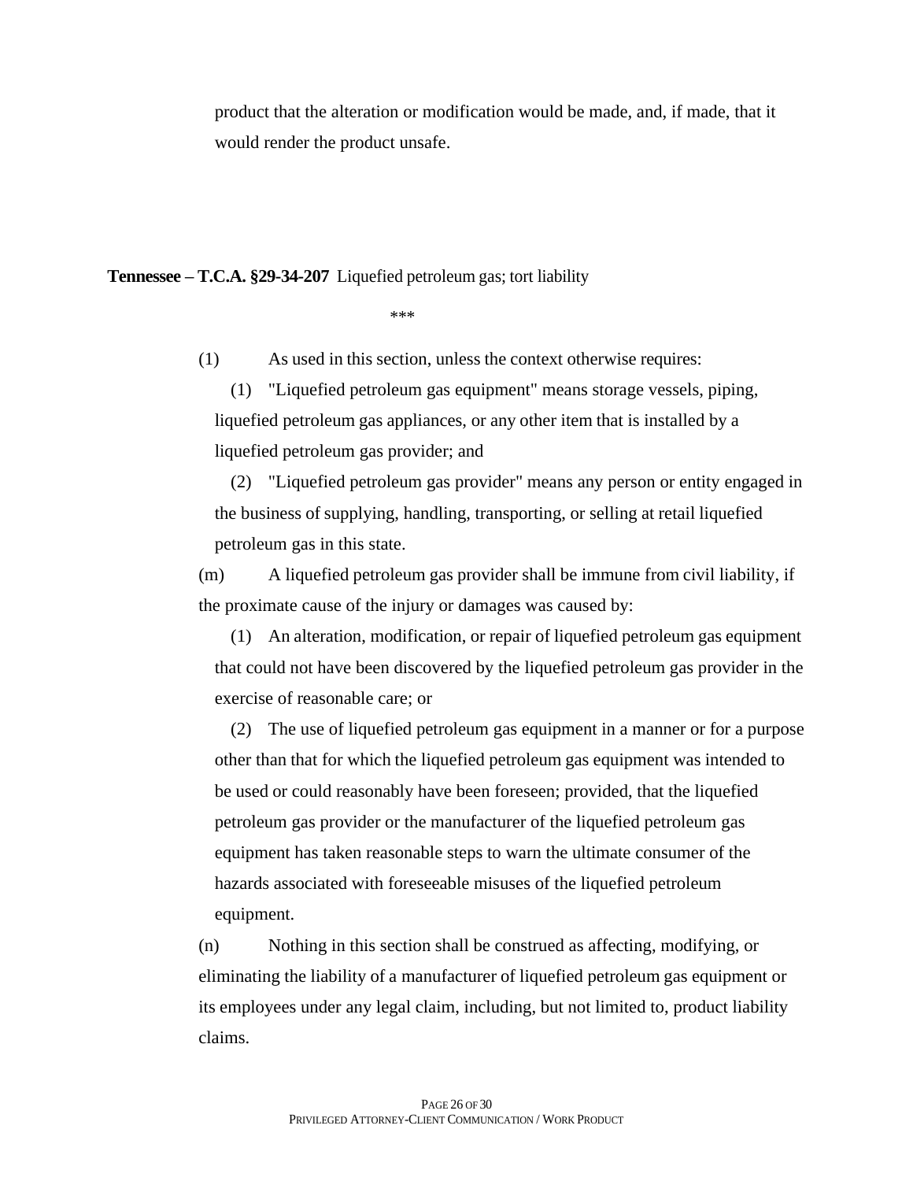product that the alteration or modification would be made, and, if made, that it would render the product unsafe.

**Tennessee – T.C.A. §29-34-207** Liquefied petroleum gas; tort liability

***

(1) As used in this section, unless the context otherwise requires:

(1) "Liquefied petroleum gas equipment" means storage vessels, piping, liquefied petroleum gas appliances, or any other item that is installed by a liquefied petroleum gas provider; and

(2) "Liquefied petroleum gas provider" means any person or entity engaged in the business of supplying, handling, transporting, or selling at retail liquefied petroleum gas in this state.

(m) A liquefied petroleum gas provider shall be immune from civil liability, if the proximate cause of the injury or damages was caused by:

(1) An alteration, modification, or repair of liquefied petroleum gas equipment that could not have been discovered by the liquefied petroleum gas provider in the exercise of reasonable care; or

(2) The use of liquefied petroleum gas equipment in a manner or for a purpose other than that for which the liquefied petroleum gas equipment was intended to be used or could reasonably have been foreseen; provided, that the liquefied petroleum gas provider or the manufacturer of the liquefied petroleum gas equipment has taken reasonable steps to warn the ultimate consumer of the hazards associated with foreseeable misuses of the liquefied petroleum equipment.

(n) Nothing in this section shall be construed as affecting, modifying, or eliminating the liability of a manufacturer of liquefied petroleum gas equipment or its employees under any legal claim, including, but not limited to, product liability claims.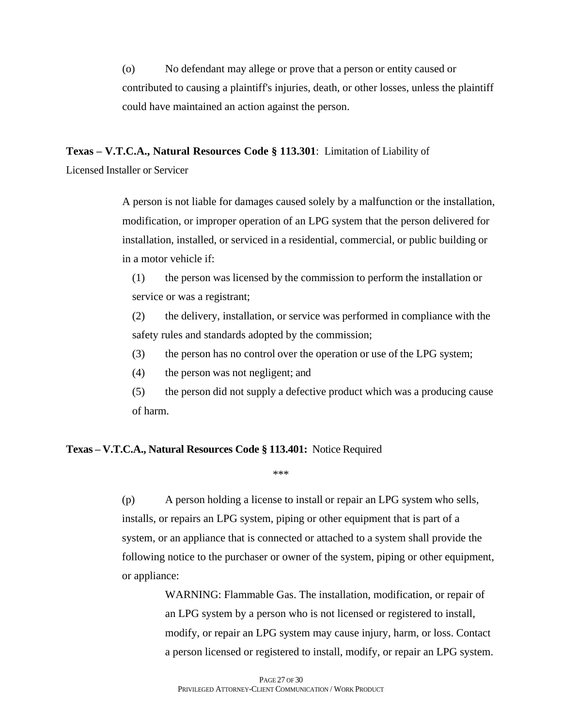(o) No defendant may allege or prove that a person or entity caused or contributed to causing a plaintiff's injuries, death, or other losses, unless the plaintiff could have maintained an action against the person.

**Texas – V.T.C.A., Natural Resources Code § 113.301**: Limitation of Liability of Licensed Installer or Servicer

> A person is not liable for damages caused solely by a malfunction or the installation, modification, or improper operation of an LPG system that the person delivered for installation, installed, or serviced in a residential, commercial, or public building or in a motor vehicle if:
>
> (1) the person was licensed by the commission to perform the installation or service or was a registrant;
>
> (2) the delivery, installation, or service was performed in compliance with the safety rules and standards adopted by the commission;
>
> (3) the person has no control over the operation or use of the LPG system;
>
> (4) the person was not negligent; and
>
> (5) the person did not supply a defective product which was a producing cause of harm.

**Texas – V.T.C.A., Natural Resources Code § 113.401:** Notice Required

\*\*\*

> (p) A person holding a license to install or repair an LPG system who sells, installs, or repairs an LPG system, piping or other equipment that is part of a system, or an appliance that is connected or attached to a system shall provide the following notice to the purchaser or owner of the system, piping or other equipment, or appliance:
>
> > WARNING: Flammable Gas. The installation, modification, or repair of an LPG system by a person who is not licensed or registered to install, modify, or repair an LPG system may cause injury, harm, or loss. Contact a person licensed or registered to install, modify, or repair an LPG system.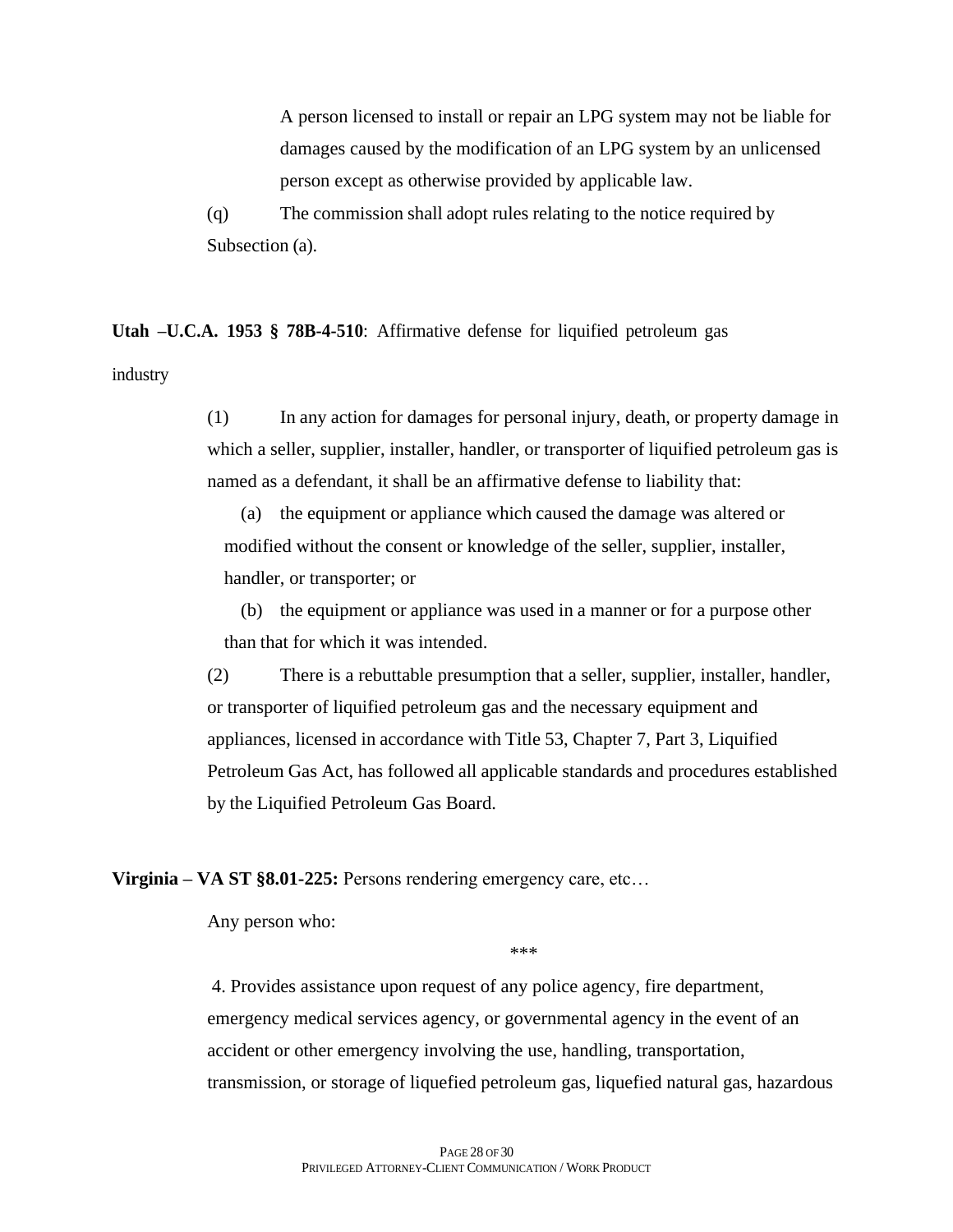A person licensed to install or repair an LPG system may not be liable for damages caused by the modification of an LPG system by an unlicensed person except as otherwise provided by applicable law.

(q) The commission shall adopt rules relating to the notice required by Subsection (a).

**Utah –U.C.A. 1953 § 78B-4-510**: Affirmative defense for liquified petroleum gas industry

(1) In any action for damages for personal injury, death, or property damage in which a seller, supplier, installer, handler, or transporter of liquified petroleum gas is named as a defendant, it shall be an affirmative defense to liability that:

(a) the equipment or appliance which caused the damage was altered or modified without the consent or knowledge of the seller, supplier, installer, handler, or transporter; or

(b) the equipment or appliance was used in a manner or for a purpose other than that for which it was intended.

(2) There is a rebuttable presumption that a seller, supplier, installer, handler, or transporter of liquified petroleum gas and the necessary equipment and appliances, licensed in accordance with Title 53, Chapter 7, Part 3, Liquified Petroleum Gas Act, has followed all applicable standards and procedures established by the Liquified Petroleum Gas Board.

**Virginia – VA ST §8.01-225:** Persons rendering emergency care, etc…

Any person who:

***

4. Provides assistance upon request of any police agency, fire department, emergency medical services agency, or governmental agency in the event of an accident or other emergency involving the use, handling, transportation, transmission, or storage of liquefied petroleum gas, liquefied natural gas, hazardous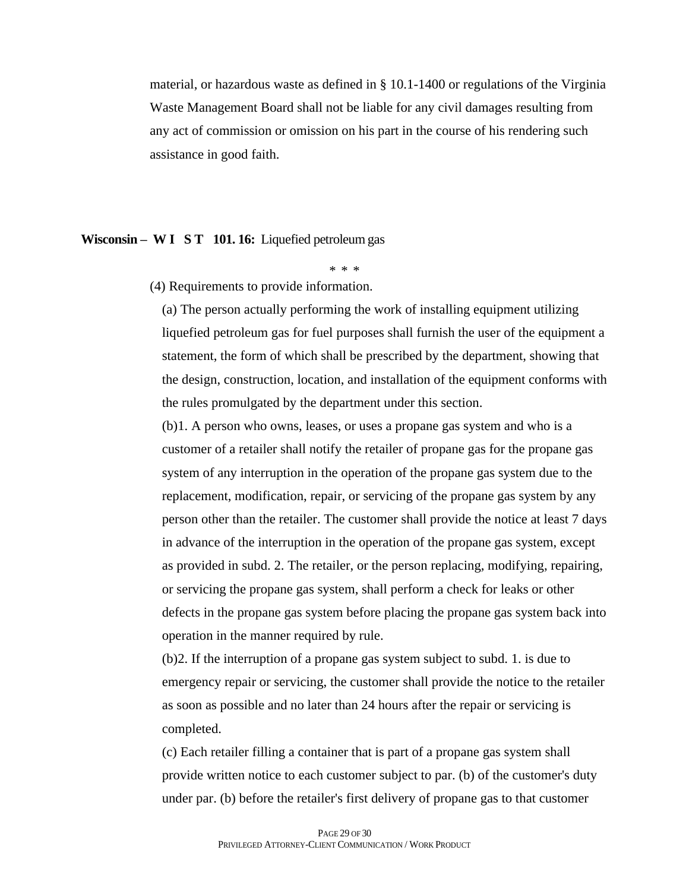material, or hazardous waste as defined in § 10.1-1400 or regulations of the Virginia Waste Management Board shall not be liable for any civil damages resulting from any act of commission or omission on his part in the course of his rendering such assistance in good faith.

**Wisconsin – W I S T 101. 16:** Liquefied petroleum gas

\* \* \*

(4) Requirements to provide information.

(a) The person actually performing the work of installing equipment utilizing liquefied petroleum gas for fuel purposes shall furnish the user of the equipment a statement, the form of which shall be prescribed by the department, showing that the design, construction, location, and installation of the equipment conforms with the rules promulgated by the department under this section.

(b)1. A person who owns, leases, or uses a propane gas system and who is a customer of a retailer shall notify the retailer of propane gas for the propane gas system of any interruption in the operation of the propane gas system due to the replacement, modification, repair, or servicing of the propane gas system by any person other than the retailer. The customer shall provide the notice at least 7 days in advance of the interruption in the operation of the propane gas system, except as provided in subd. 2. The retailer, or the person replacing, modifying, repairing, or servicing the propane gas system, shall perform a check for leaks or other defects in the propane gas system before placing the propane gas system back into operation in the manner required by rule.

(b)2. If the interruption of a propane gas system subject to subd. 1. is due to emergency repair or servicing, the customer shall provide the notice to the retailer as soon as possible and no later than 24 hours after the repair or servicing is completed.

(c) Each retailer filling a container that is part of a propane gas system shall provide written notice to each customer subject to par. (b) of the customer's duty under par. (b) before the retailer's first delivery of propane gas to that customer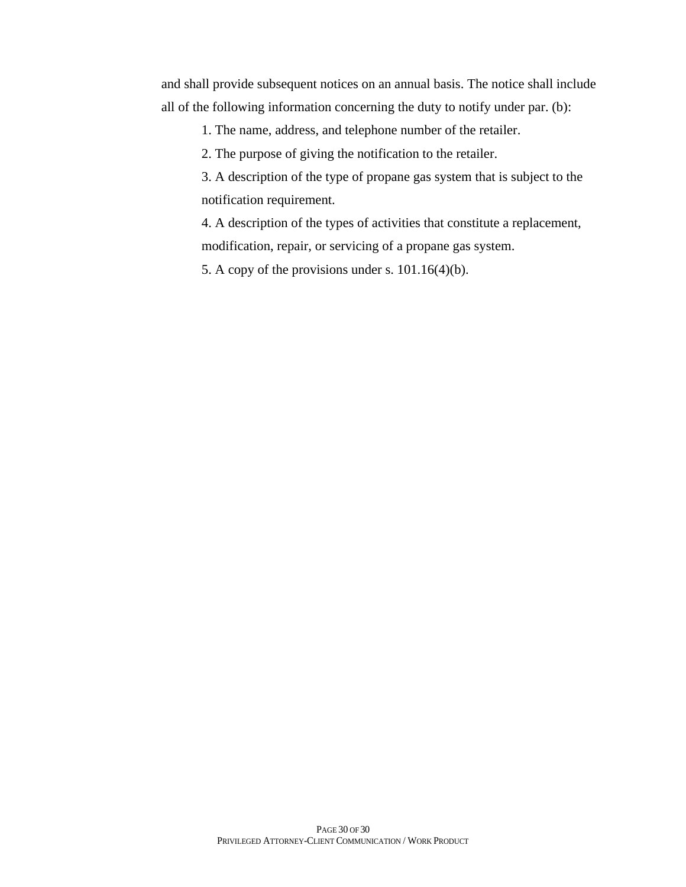and shall provide subsequent notices on an annual basis. The notice shall include all of the following information concerning the duty to notify under par. (b):

1. The name, address, and telephone number of the retailer.
2. The purpose of giving the notification to the retailer.
3. A description of the type of propane gas system that is subject to the notification requirement.
4. A description of the types of activities that constitute a replacement, modification, repair, or servicing of a propane gas system.
5. A copy of the provisions under s. 101.16(4)(b).